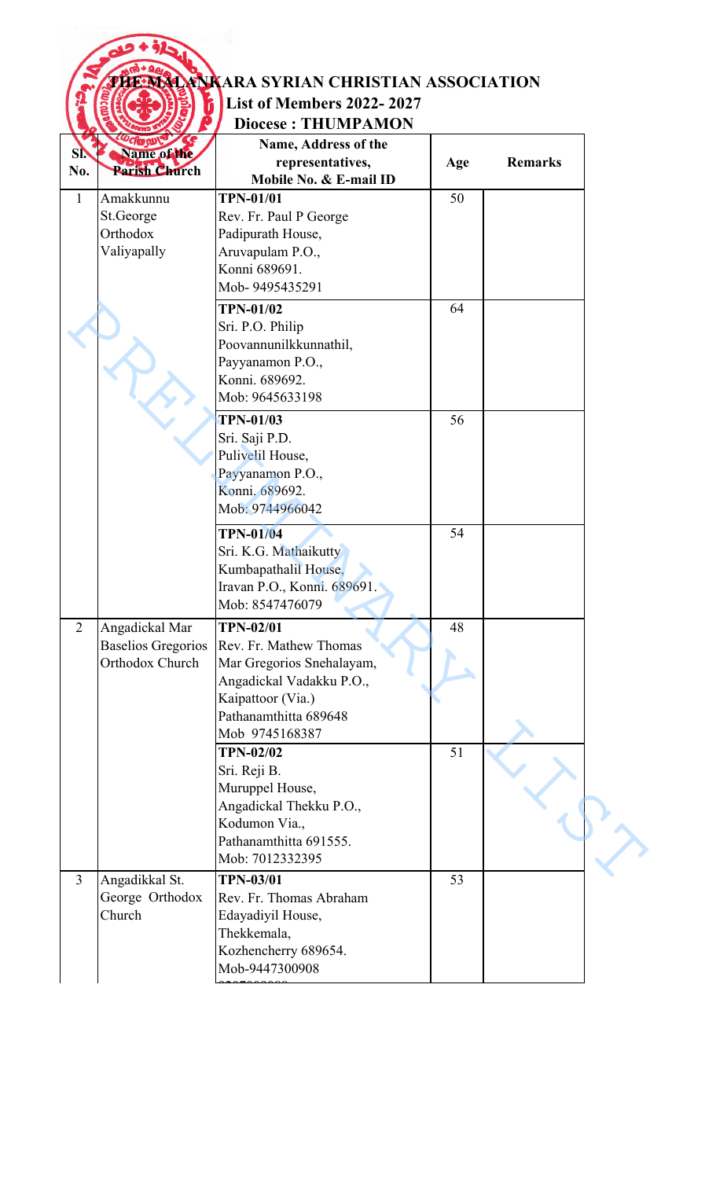# THE MALANKARA SYRIAN CHRISTIAN ASSOCIATION

## List of Members 2022- 2027

### Diocese : THUMPAMON

| Sl. No. | Name of the Parish Church | Name, Address of the representatives, Mobile No. & E-mail ID | Age | Remarks |
|---|---|---|---|---|
| 1 | Amakkunnu St.George Orthodox Valiyapally | **TPN-01/01** Rev. Fr. Paul P George Padipurath House, Aruvapulam P.O., Konni 689691. Mob- 9495435291 | 50 | |
| | | **TPN-01/02** Sri. P.O. Philip Poovannunilkkunnathil, Payyanamon P.O., Konni. 689692. Mob: 9645633198 | 64 | |
| | | **TPN-01/03** Sri. Saji P.D. Pulivelil House, Payyanamon P.O., Konni. 689692. Mob: 9744966042 | 56 | |
| | | **TPN-01/04** Sri. K.G. Mathaikutty Kumbapathalil House, Iravan P.O., Konni. 689691. Mob: 8547476079 | 54 | |
| 2 | Angadickal Mar Baselios Gregorios Orthodox Church | **TPN-02/01** Rev. Fr. Mathew Thomas Mar Gregorios Snehalayam, Angadickal Vadakku P.O., Kaipattoor (Via.) Pathanamthitta 689648 Mob 9745168387 | 48 | |
| | | **TPN-02/02** Sri. Reji B. Muruppel House, Angadickal Thekku P.O., Kodumon Via., Pathanamthitta 691555. Mob: 7012332395 | 51 | |
| 3 | Angadikkal St. George Orthodox Church | **TPN-03/01** Rev. Fr. Thomas Abraham Edayadiyil House, Thekkemala, Kozhencherry 689654. Mob-9447300908 | 53 | |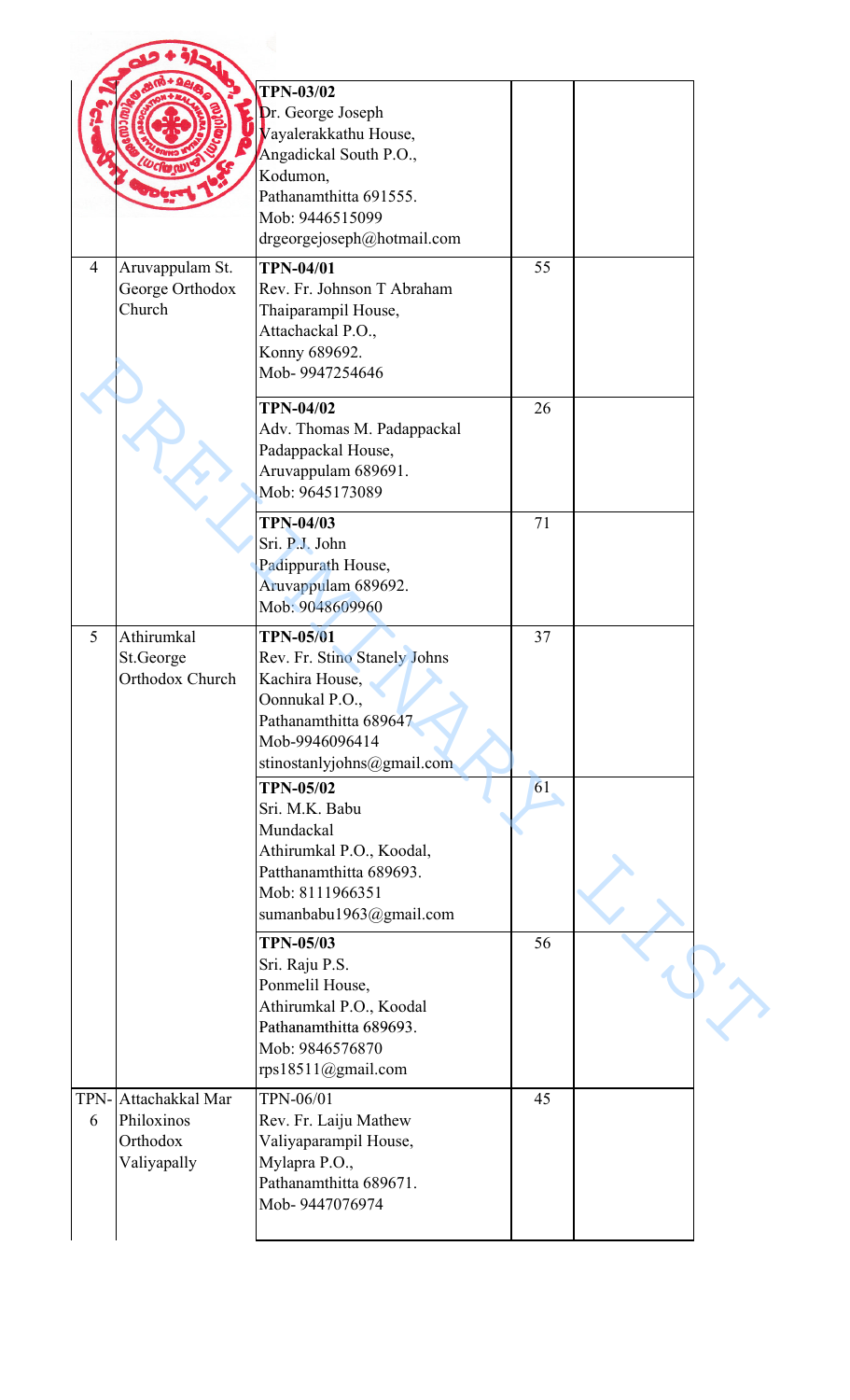| | | | | |
|---|---|---|---|---|
| | | **TPN-03/02**<br>Dr. George Joseph<br>Vayalerakkathu House,<br>Angadickal South P.O.,<br>Kodumon,<br>Pathanamthitta 691555.<br>Mob: 9446515099<br>drgeorgejoseph@hotmail.com | | |
| 4 | Aruvappulam St. George Orthodox Church | **TPN-04/01**<br>Rev. Fr. Johnson T Abraham<br>Thaiparampil House,<br>Attachackal P.O.,<br>Konny 689692.<br>Mob- 9947254646 | 55 | |
| | | **TPN-04/02**<br>Adv. Thomas M. Padappackal<br>Padappackal House,<br>Aruvappulam 689691.<br>Mob: 9645173089 | 26 | |
| | | **TPN-04/03**<br>Sri. P.J. John<br>Padippurath House,<br>Aruvappulam 689692.<br>Mob: 9048609960 | 71 | |
| 5 | Athirumkal St.George Orthodox Church | **TPN-05/01**<br>Rev. Fr. Stino Stanely Johns<br>Kachira House,<br>Oonnukal P.O.,<br>Pathanamthitta 689647<br>Mob-9946096414<br>stinostanlyjohns@gmail.com | 37 | |
| | | **TPN-05/02**<br>Sri. M.K. Babu<br>Mundackal<br>Athirumkal P.O., Koodal,<br>Patthanamthitta 689693.<br>Mob: 8111966351<br>sumanbabu1963@gmail.com | 61 | |
| | | **TPN-05/03**<br>Sri. Raju P.S.<br>Ponmelil House,<br>Athirumkal P.O., Koodal<br>Pathanamthitta 689693.<br>Mob: 9846576870<br>rps18511@gmail.com | 56 | |
| TPN-6 | Attachakkal Mar Philoxinos Orthodox Valiyapally | TPN-06/01<br>Rev. Fr. Laiju Mathew<br>Valiyaparampil House,<br>Mylapra P.O.,<br>Pathanamthitta 689671.<br>Mob- 9447076974 | 45 | |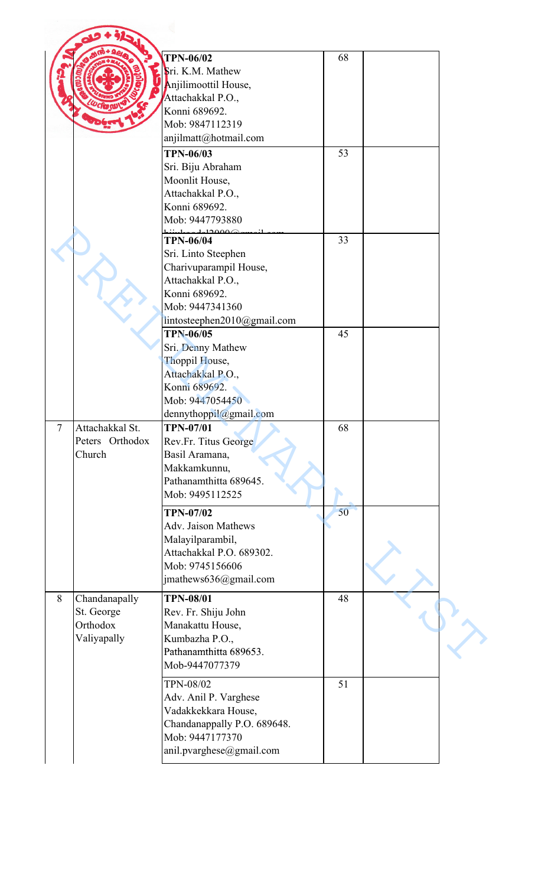| | | | | |
|---|---|---|---|---|
| | | **TPN-06/02**<br>Sri. K.M. Mathew<br>Anjilimoottil House,<br>Attachakkal P.O.,<br>Konni 689692.<br>Mob: 9847112319<br>anjilmatt@hotmail.com | 68 | |
| | | **TPN-06/03**<br>Sri. Biju Abraham<br>Moonlit House,<br>Attachakkal P.O.,<br>Konni 689692.<br>Mob: 9447793880 | 53 | |
| | | **TPN-06/04**<br>Sri. Linto Steephen<br>Charivuparampil House,<br>Attachakkal P.O.,<br>Konni 689692.<br>Mob: 9447341360<br>lintosteephen2010@gmail.com | 33 | |
| | | **TPN-06/05**<br>Sri. Denny Mathew<br>Thoppil House,<br>Attachakkal P.O.,<br>Konni 689692.<br>Mob: 9447054450<br>dennythoppil@gmail.com | 45 | |
| 7 | Attachakkal St. Peters Orthodox Church | **TPN-07/01**<br>Rev.Fr. Titus George<br>Basil Aramana,<br>Makkamkunnu,<br>Pathanamthitta 689645.<br>Mob: 9495112525 | 68 | |
| | | **TPN-07/02**<br>Adv. Jaison Mathews<br>Malayilparambil,<br>Attachakkal P.O. 689302.<br>Mob: 9745156606<br>jmathews636@gmail.com | 50 | |
| 8 | Chandanapally St. George Orthodox Valiyapally | **TPN-08/01**<br>Rev. Fr. Shiju John<br>Manakattu House,<br>Kumbazha P.O.,<br>Pathanamthitta 689653.<br>Mob-9447077379 | 48 | |
| | | TPN-08/02<br>Adv. Anil P. Varghese<br>Vadakkekkara House,<br>Chandanappally P.O. 689648.<br>Mob: 9447177370<br>anil.pvarghese@gmail.com | 51 | |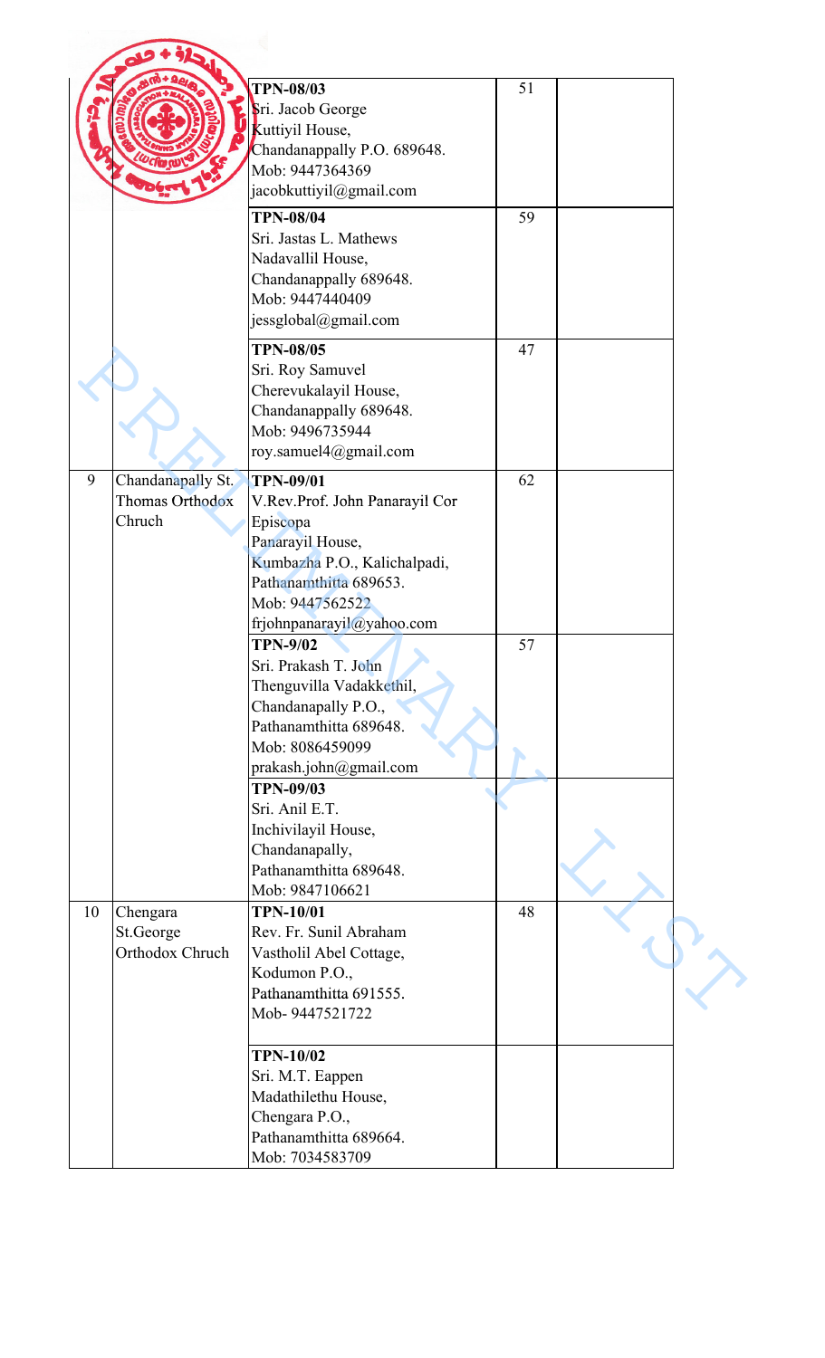| | | | | |
|---|---|---|---|---|
| | | **TPN-08/03**<br>Sri. Jacob George<br>Kuttiyil House,<br>Chandanappally P.O. 689648.<br>Mob: 9447364369<br>jacobkuttiyil@gmail.com | 51 | |
| | | **TPN-08/04**<br>Sri. Jastas L. Mathews<br>Nadavallil House,<br>Chandanappally 689648.<br>Mob: 9447440409<br>jessglobal@gmail.com | 59 | |
| | | **TPN-08/05**<br>Sri. Roy Samuvel<br>Cherevukalayil House,<br>Chandanappally 689648.<br>Mob: 9496735944<br>roy.samuel4@gmail.com | 47 | |
| 9 | Chandanapally St. Thomas Orthodox Chruch | **TPN-09/01**<br>V.Rev.Prof. John Panarayil Cor Episcopa<br>Panarayil House,<br>Kumbazha P.O., Kalichalpadi,<br>Pathanamthitta 689653.<br>Mob: 9447562522<br>frjohnpanarayil@yahoo.com | 62 | |
| | | **TPN-9/02**<br>Sri. Prakash T. John<br>Thenguvilla Vadakkethil,<br>Chandanapally P.O.,<br>Pathanamthitta 689648.<br>Mob: 8086459099<br>prakash.john@gmail.com | 57 | |
| | | **TPN-09/03**<br>Sri. Anil E.T.<br>Inchivilayil House,<br>Chandanapally,<br>Pathanamthitta 689648.<br>Mob: 9847106621 | | |
| 10 | Chengara St.George Orthodox Chruch | **TPN-10/01**<br>Rev. Fr. Sunil Abraham<br>Vastholil Abel Cottage,<br>Kodumon P.O.,<br>Pathanamthitta 691555.<br>Mob- 9447521722 | 48 | |
| | | **TPN-10/02**<br>Sri. M.T. Eappen<br>Madathilethu House,<br>Chengara P.O.,<br>Pathanamthitta 689664.<br>Mob: 7034583709 | | |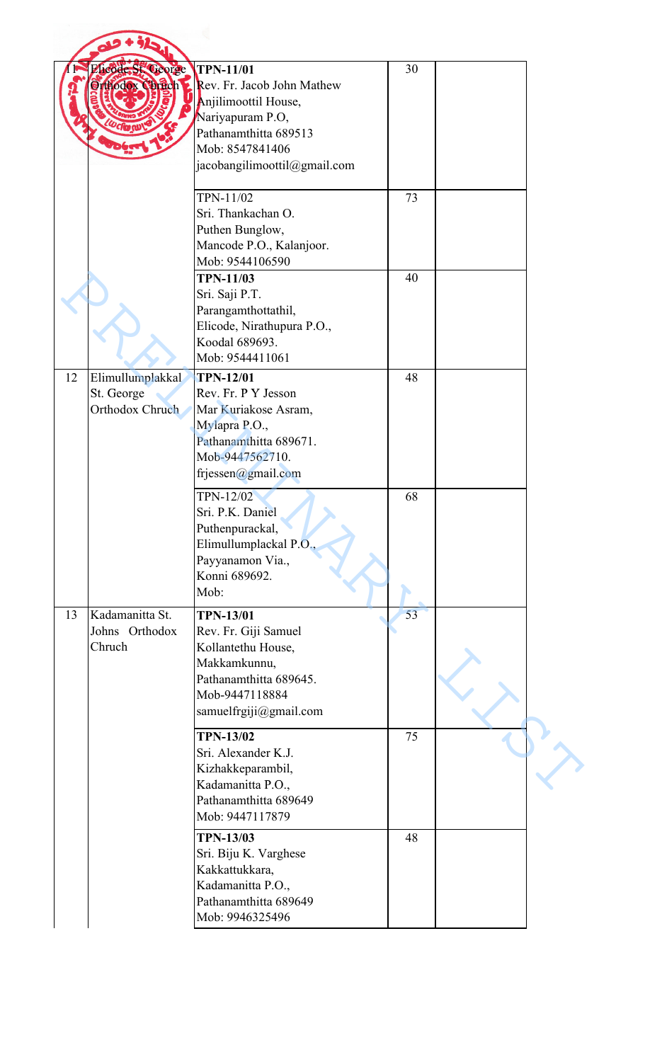| | | | | |
|---|---|---|---|---|
| 11 | Elicode St. George Orthodox Chruch | **TPN-11/01**<br>Rev. Fr. Jacob John Mathew<br>Anjilimoottil House,<br>Nariyapuram P.O,<br>Pathanamthitta 689513<br>Mob: 8547841406<br>jacobangilimoottil@gmail.com | 30 | |
| | | TPN-11/02<br>Sri. Thankachan O.<br>Puthen Bunglow,<br>Mancode P.O., Kalanjoor.<br>Mob: 9544106590 | 73 | |
| | | **TPN-11/03**<br>Sri. Saji P.T.<br>Parangamthottathil,<br>Elicode, Nirathupura P.O.,<br>Koodal 689693.<br>Mob: 9544411061 | 40 | |
| 12 | Elimullumplakkal St. George Orthodox Chruch | **TPN-12/01**<br>Rev. Fr. P Y Jesson<br>Mar Kuriakose Asram,<br>Mylapra P.O.,<br>Pathanamthitta 689671.<br>Mob-9447562710.<br>frjessen@gmail.com | 48 | |
| | | TPN-12/02<br>Sri. P.K. Daniel<br>Puthenpurackal,<br>Elimullumplackal P.O.,<br>Payyanamon Via.,<br>Konni 689692.<br>Mob: | 68 | |
| 13 | Kadamanitta St. Johns Orthodox Chruch | **TPN-13/01**<br>Rev. Fr. Giji Samuel<br>Kollantethu House,<br>Makkamkunnu,<br>Pathanamthitta 689645.<br>Mob-9447118884<br>samuelfrgiji@gmail.com | 53 | |
| | | **TPN-13/02**<br>Sri. Alexander K.J.<br>Kizhakkeparambil,<br>Kadamanitta P.O.,<br>Pathanamthitta 689649<br>Mob: 9447117879 | 75 | |
| | | **TPN-13/03**<br>Sri. Biju K. Varghese<br>Kakkattukkara,<br>Kadamanitta P.O.,<br>Pathanamthitta 689649<br>Mob: 9946325496 | 48 | |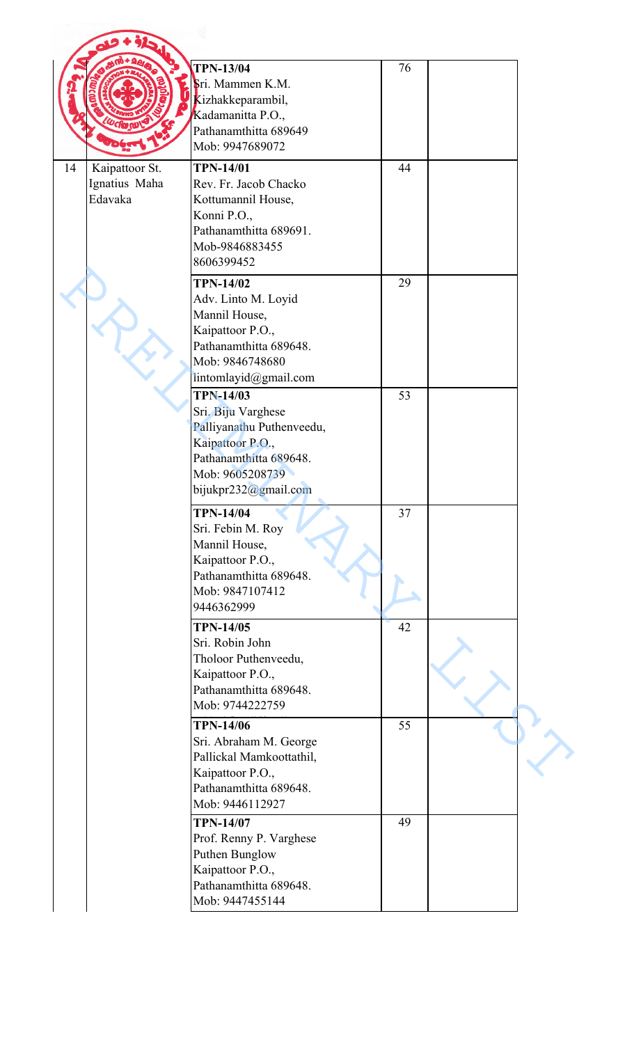| | | | | |
|---|---|---|---|---|
| | | **TPN-13/04**<br>Sri. Mammen K.M.<br>Kizhakkeparambil,<br>Kadamanitta P.O.,<br>Pathanamthitta 689649<br>Mob: 9947689072 | 76 | |
| 14 | Kaipattoor St. Ignatius Maha Edavaka | **TPN-14/01**<br>Rev. Fr. Jacob Chacko<br>Kottumannil House,<br>Konni P.O.,<br>Pathanamthitta 689691.<br>Mob-9846883455<br>8606399452 | 44 | |
| | | **TPN-14/02**<br>Adv. Linto M. Loyid<br>Mannil House,<br>Kaipattoor P.O.,<br>Pathanamthitta 689648.<br>Mob: 9846748680<br>lintomlayid@gmail.com | 29 | |
| | | **TPN-14/03**<br>Sri. Biju Varghese<br>Palliyanathu Puthenveedu,<br>Kaipattoor P.O.,<br>Pathanamthitta 689648.<br>Mob: 9605208739<br>bijukpr232@gmail.com | 53 | |
| | | **TPN-14/04**<br>Sri. Febin M. Roy<br>Mannil House,<br>Kaipattoor P.O.,<br>Pathanamthitta 689648.<br>Mob: 9847107412<br>9446362999 | 37 | |
| | | **TPN-14/05**<br>Sri. Robin John<br>Tholoor Puthenveedu,<br>Kaipattoor P.O.,<br>Pathanamthitta 689648.<br>Mob: 9744222759 | 42 | |
| | | **TPN-14/06**<br>Sri. Abraham M. George<br>Pallickal Mamkoottathil,<br>Kaipattoor P.O.,<br>Pathanamthitta 689648.<br>Mob: 9446112927 | 55 | |
| | | **TPN-14/07**<br>Prof. Renny P. Varghese<br>Puthen Bunglow<br>Kaipattoor P.O.,<br>Pathanamthitta 689648.<br>Mob: 9447455144 | 49 | |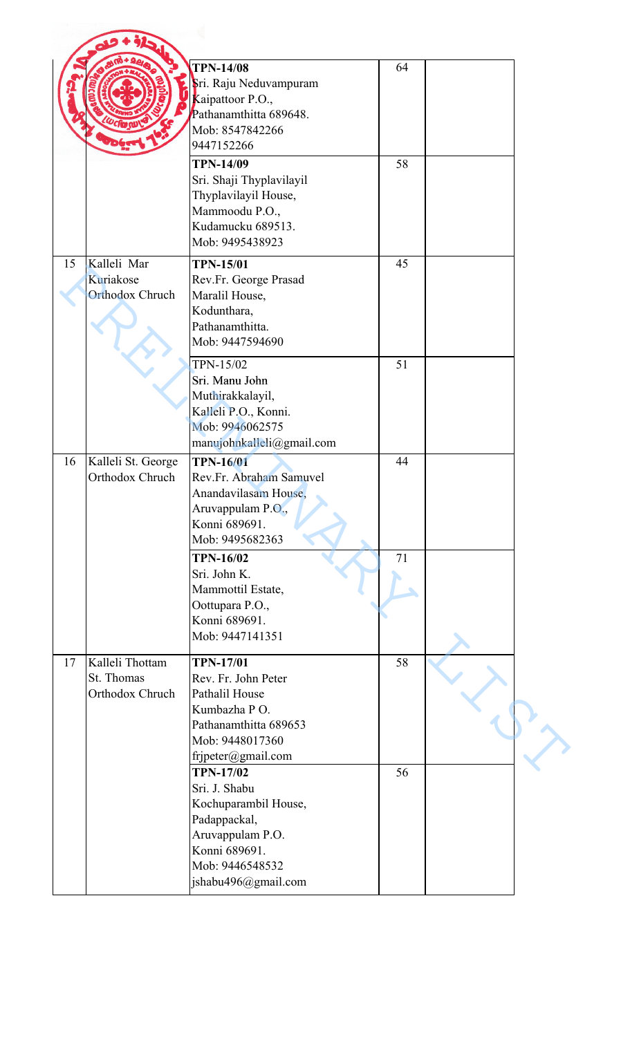|  |  |  |  |  |
|---|---|---|---|---|
|  |  | **TPN-14/08**<br>Sri. Raju Neduvampuram<br>Kaipattoor P.O.,<br>Pathanamthitta 689648.<br>Mob: 8547842266<br>9447152266 | 64 |  |
|  |  | **TPN-14/09**<br>Sri. Shaji Thyplavilayil<br>Thyplavilayil House,<br>Mammoodu P.O.,<br>Kudamucku 689513.<br>Mob: 9495438923 | 58 |  |
| 15 | Kalleli Mar Kuriakose Orthodox Chruch | **TPN-15/01**<br>Rev.Fr. George Prasad<br>Maralil House,<br>Kodunthara,<br>Pathanamthitta.<br>Mob: 9447594690 | 45 |  |
|  |  | TPN-15/02<br>Sri. Manu John<br>Muthirakkalayil,<br>Kalleli P.O., Konni.<br>Mob: 9946062575<br>manujohnkalleli@gmail.com | 51 |  |
| 16 | Kalleli St. George Orthodox Chruch | **TPN-16/01**<br>Rev.Fr. Abraham Samuvel<br>Anandavilasam House,<br>Aruvappulam P.O.,<br>Konni 689691.<br>Mob: 9495682363 | 44 |  |
|  |  | **TPN-16/02**<br>Sri. John K.<br>Mammottil Estate,<br>Oottupara P.O.,<br>Konni 689691.<br>Mob: 9447141351 | 71 |  |
| 17 | Kalleli Thottam St. Thomas Orthodox Chruch | **TPN-17/01**<br>Rev. Fr. John Peter<br>Pathalil House<br>Kumbazha P O.<br>Pathanamthitta 689653<br>Mob: 9448017360<br>frjpeter@gmail.com | 58 |  |
|  |  | **TPN-17/02**<br>Sri. J. Shabu<br>Kochuparambil House,<br>Padappackal,<br>Aruvappulam P.O.<br>Konni 689691.<br>Mob: 9446548532<br>jshabu496@gmail.com | 56 |  |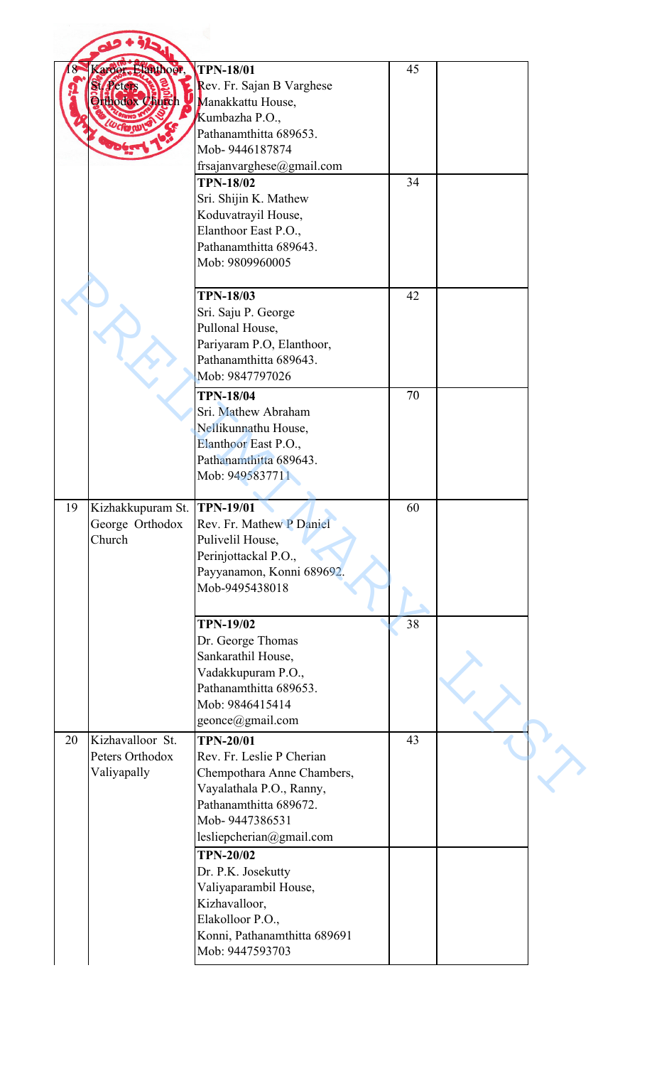| 18 | Karoor, Elanthoor, St. Peters Orthodox Church | TPN-18/01<br>Rev. Fr. Sajan B Varghese<br>Manakkattu House,<br>Kumbazha P.O.,<br>Pathanamthitta 689653.<br>Mob- 9446187874<br>frsajanvarghese@gmail.com | 45 | |
|---|---|---|---|---|
| | | TPN-18/02<br>Sri. Shijin K. Mathew<br>Koduvatrayil House,<br>Elanthoor East P.O.,<br>Pathanamthitta 689643.<br>Mob: 9809960005 | 34 | |
| | | TPN-18/03<br>Sri. Saju P. George<br>Pullonal House,<br>Pariyaram P.O, Elanthoor,<br>Pathanamthitta 689643.<br>Mob: 9847797026 | 42 | |
| | | TPN-18/04<br>Sri. Mathew Abraham<br>Nellikunnathu House,<br>Elanthoor East P.O.,<br>Pathanamthitta 689643.<br>Mob: 9495837711 | 70 | |
| 19 | Kizhakkupuram St. George Orthodox Church | TPN-19/01<br>Rev. Fr. Mathew P Daniel<br>Pulivelil House,<br>Perinjottackal P.O.,<br>Payyanamon, Konni 689692.<br>Mob-9495438018 | 60 | |
| | | TPN-19/02<br>Dr. George Thomas<br>Sankarathil House,<br>Vadakkupuram P.O.,<br>Pathanamthitta 689653.<br>Mob: 9846415414<br>geonce@gmail.com | 38 | |
| 20 | Kizhavalloor St. Peters Orthodox Valiyapally | TPN-20/01<br>Rev. Fr. Leslie P Cherian<br>Chempothara Anne Chambers,<br>Vayalathala P.O., Ranny,<br>Pathanamthitta 689672.<br>Mob- 9447386531<br>lesliepcherian@gmail.com | 43 | |
| | | TPN-20/02<br>Dr. P.K. Josekutty<br>Valiyaparambil House,<br>Kizhavalloor,<br>Elakolloor P.O.,<br>Konni, Pathanamthitta 689691<br>Mob: 9447593703 | | |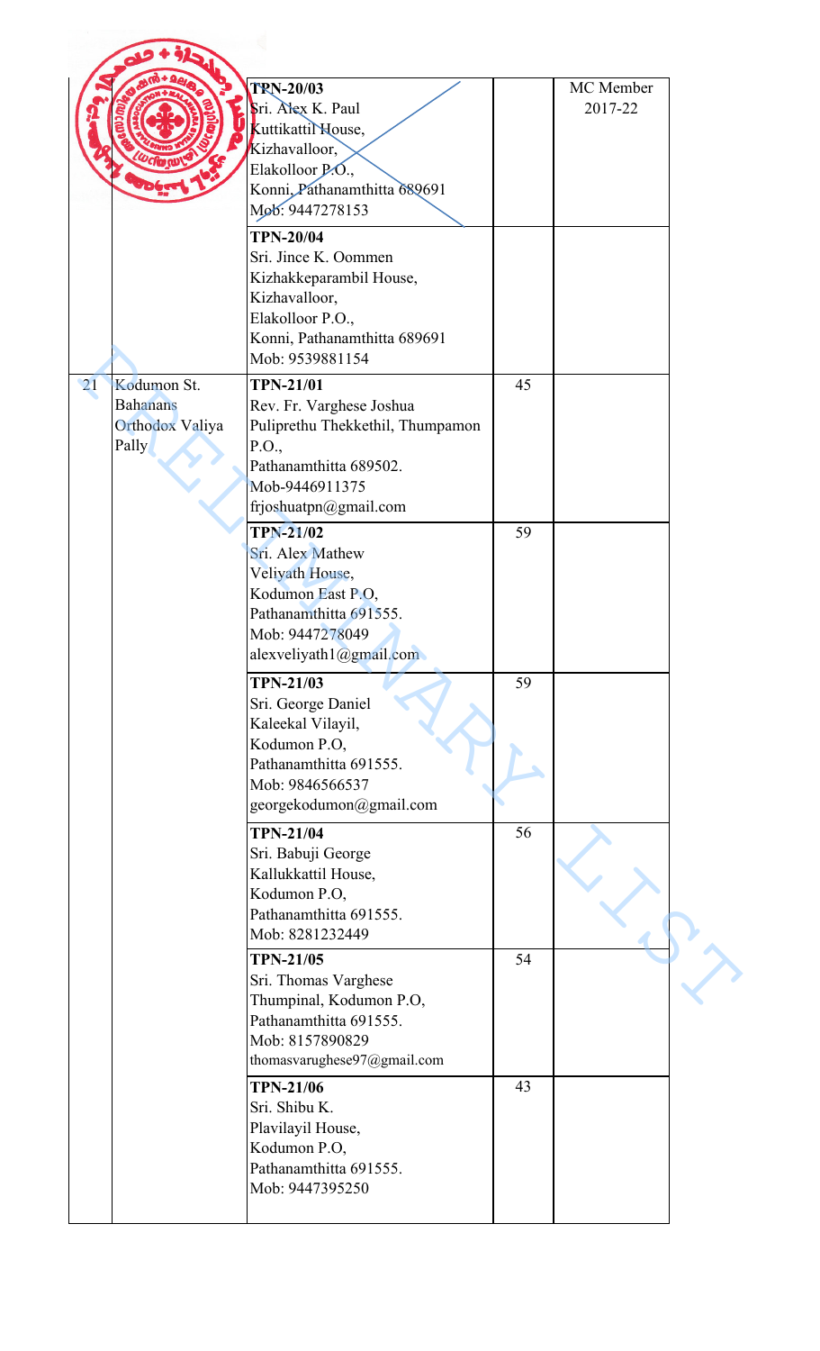| | | | | |
|---|---|---|---|---|
| | | TPN-20/03<br>Sri. Alex K. Paul<br>Kuttikattil House,<br>Kizhavalloor,<br>Elakolloor P.O.,<br>Konni, Pathanamthitta 689691<br>Mob: 9447278153 | | MC Member 2017-22 |
| | | TPN-20/04<br>Sri. Jince K. Oommen<br>Kizhakkeparambil House,<br>Kizhavalloor,<br>Elakolloor P.O.,<br>Konni, Pathanamthitta 689691<br>Mob: 9539881154 | | |
| 21 | Kodumon St. Bahanans Orthodox Valiya Pally | TPN-21/01<br>Rev. Fr. Varghese Joshua<br>Puliprethu Thekkethil, Thumpamon P.O.,<br>Pathanamthitta 689502.<br>Mob-9446911375<br>frjoshuatpn@gmail.com | 45 | |
| | | TPN-21/02<br>Sri. Alex Mathew<br>Veliyath House,<br>Kodumon East P.O,<br>Pathanamthitta 691555.<br>Mob: 9447278049<br>alexveliyath1@gmail.com | 59 | |
| | | TPN-21/03<br>Sri. George Daniel<br>Kaleekal Vilayil,<br>Kodumon P.O,<br>Pathanamthitta 691555.<br>Mob: 9846566537<br>georgekodumon@gmail.com | 59 | |
| | | TPN-21/04<br>Sri. Babuji George<br>Kallukkattil House,<br>Kodumon P.O,<br>Pathanamthitta 691555.<br>Mob: 8281232449 | 56 | |
| | | TPN-21/05<br>Sri. Thomas Varghese<br>Thumpinal, Kodumon P.O,<br>Pathanamthitta 691555.<br>Mob: 8157890829<br>thomasvarughese97@gmail.com | 54 | |
| | | TPN-21/06<br>Sri. Shibu K.<br>Plavilayil House,<br>Kodumon P.O,<br>Pathanamthitta 691555.<br>Mob: 9447395250 | 43 | |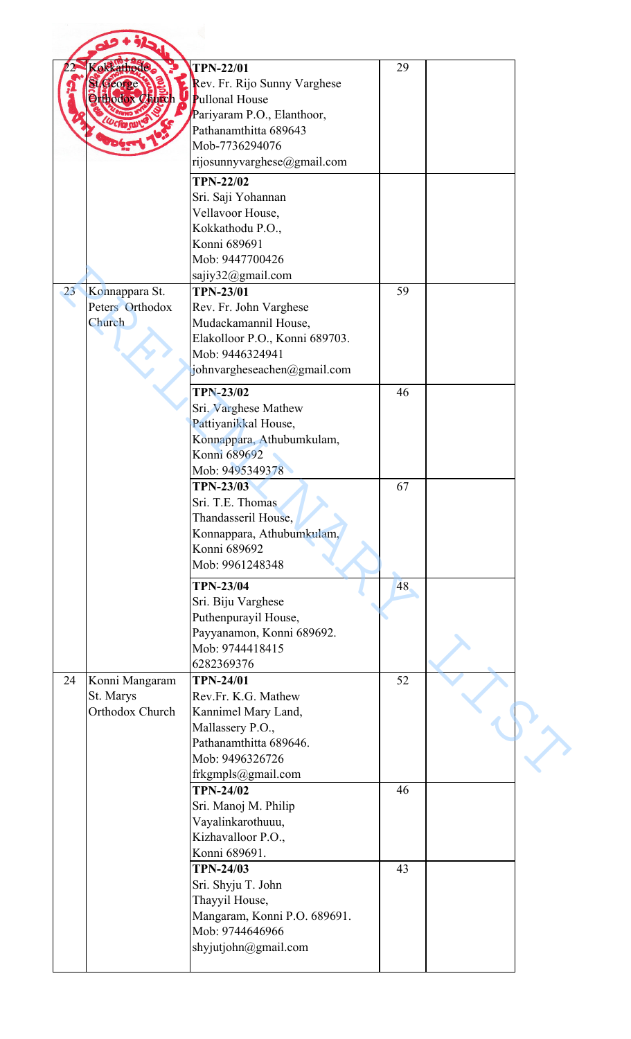| | | | | |
|---|---|---|---|---|
| 22 | Kokkathodu St.George Orthodox Church | **TPN-22/01**<br>Rev. Fr. Rijo Sunny Varghese<br>Pullonal House<br>Pariyaram P.O., Elanthoor,<br>Pathanamthitta 689643<br>Mob-7736294076<br>rijosunnyvarghese@gmail.com | 29 | |
| | | **TPN-22/02**<br>Sri. Saji Yohannan<br>Vellavoor House,<br>Kokkathodu P.O.,<br>Konni 689691<br>Mob: 9447700426<br>sajiy32@gmail.com | | |
| 23 | Konnappara St. Peters Orthodox Church | **TPN-23/01**<br>Rev. Fr. John Varghese<br>Mudackamannil House,<br>Elakolloor P.O., Konni 689703.<br>Mob: 9446324941<br>johnvargheseachen@gmail.com | 59 | |
| | | **TPN-23/02**<br>Sri. Varghese Mathew<br>Pattiyanikkal House,<br>Konnappara, Athubumkulam,<br>Konni 689692<br>Mob: 9495349378 | 46 | |
| | | **TPN-23/03**<br>Sri. T.E. Thomas<br>Thandasseril House,<br>Konnappara, Athubumkulam,<br>Konni 689692<br>Mob: 9961248348 | 67 | |
| | | **TPN-23/04**<br>Sri. Biju Varghese<br>Puthenpurayil House,<br>Payyanamon, Konni 689692.<br>Mob: 9744418415<br>6282369376 | 48 | |
| 24 | Konni Mangaram St. Marys Orthodox Church | **TPN-24/01**<br>Rev.Fr. K.G. Mathew<br>Kannimel Mary Land,<br>Mallassery P.O.,<br>Pathanamthitta 689646.<br>Mob: 9496326726<br>frkgmpls@gmail.com | 52 | |
| | | **TPN-24/02**<br>Sri. Manoj M. Philip<br>Vayalinkarothuuu,<br>Kizhavalloor P.O.,<br>Konni 689691. | 46 | |
| | | **TPN-24/03**<br>Sri. Shyju T. John<br>Thayyil House,<br>Mangaram, Konni P.O. 689691.<br>Mob: 9744646966<br>shyjutjohn@gmail.com | 43 | |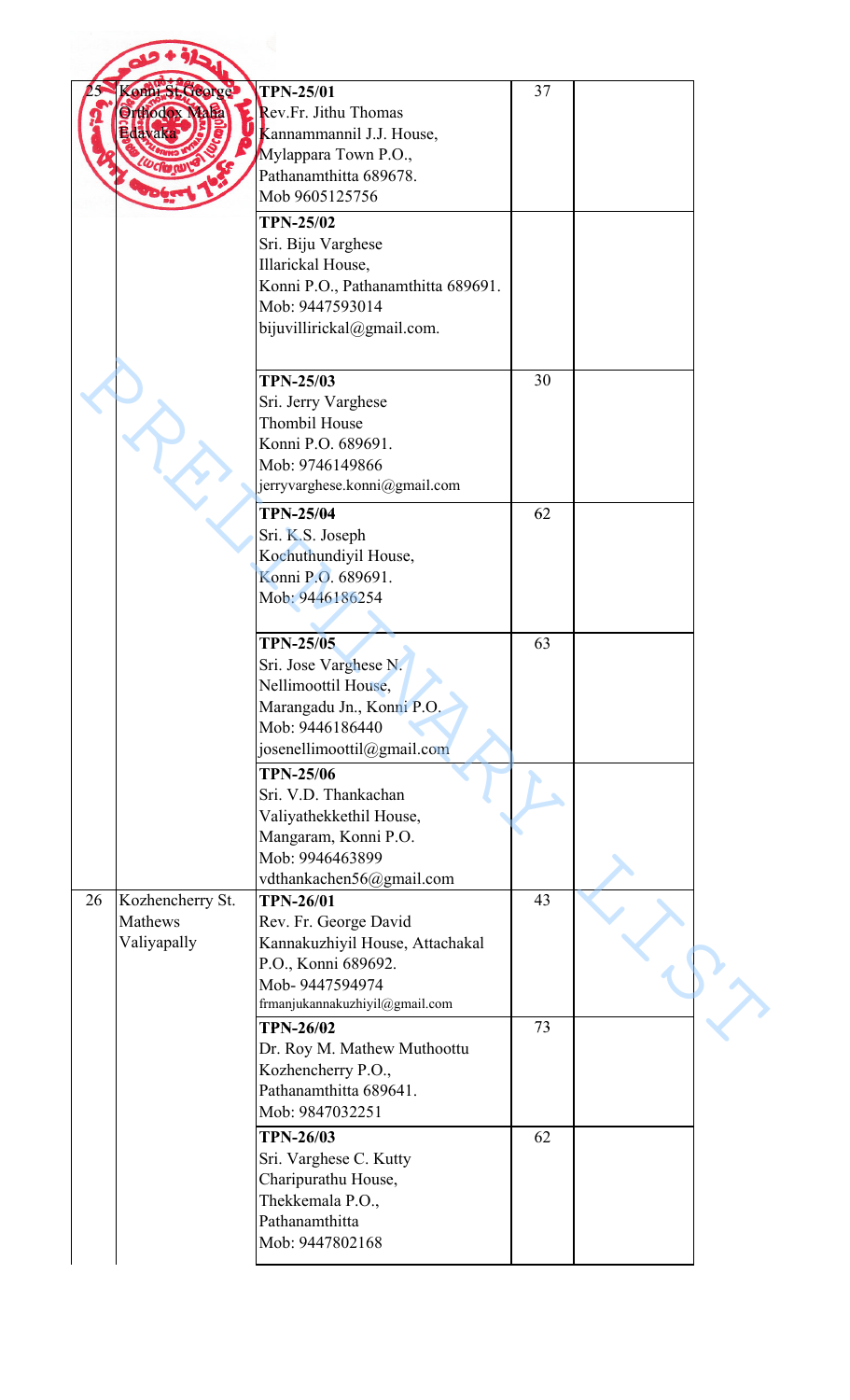| | | | | |
|---|---|---|---|---|
| 25 | Konni St.George Orthodox Maha Edavaka | **TPN-25/01**<br>Rev.Fr. Jithu Thomas<br>Kannammannil J.J. House,<br>Mylappara Town P.O.,<br>Pathanamthitta 689678.<br>Mob 9605125756 | 37 | |
| | | **TPN-25/02**<br>Sri. Biju Varghese<br>Illarickal House,<br>Konni P.O., Pathanamthitta 689691.<br>Mob: 9447593014<br>bijuvillirickal@gmail.com. | | |
| | | **TPN-25/03**<br>Sri. Jerry Varghese<br>Thombil House<br>Konni P.O. 689691.<br>Mob: 9746149866<br>jerryvarghese.konni@gmail.com | 30 | |
| | | **TPN-25/04**<br>Sri. K.S. Joseph<br>Kochuthundiyil House,<br>Konni P.O. 689691.<br>Mob: 9446186254 | 62 | |
| | | **TPN-25/05**<br>Sri. Jose Varghese N.<br>Nellimoottil House,<br>Marangadu Jn., Konni P.O.<br>Mob: 9446186440<br>josenellimoottil@gmail.com | 63 | |
| | | **TPN-25/06**<br>Sri. V.D. Thankachan<br>Valiyathekkethil House,<br>Mangaram, Konni P.O.<br>Mob: 9946463899<br>vdthankachen56@gmail.com | | |
| 26 | Kozhencherry St. Mathews Valiyapally | **TPN-26/01**<br>Rev. Fr. George David<br>Kannakuzhiyil House, Attachakal<br>P.O., Konni 689692.<br>Mob- 9447594974<br>frmanjukannakuzhiyil@gmail.com | 43 | |
| | | **TPN-26/02**<br>Dr. Roy M. Mathew Muthoottu<br>Kozhencherry P.O.,<br>Pathanamthitta 689641.<br>Mob: 9847032251 | 73 | |
| | | **TPN-26/03**<br>Sri. Varghese C. Kutty<br>Charipurathu House,<br>Thekkemala P.O.,<br>Pathanamthitta<br>Mob: 9447802168 | 62 | |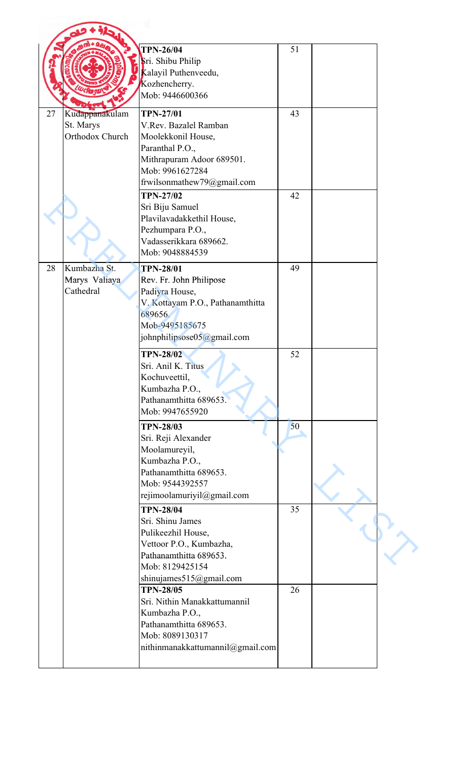| | | | | |
|---|---|---|---|---|
| | | **TPN-26/04**<br>Sri. Shibu Philip<br>Kalayil Puthenveedu,<br>Kozhencherry.<br>Mob: 9446600366 | 51 | |
| 27 | Kudappanakulam St. Marys Orthodox Church | **TPN-27/01**<br>V.Rev. Bazalel Ramban<br>Moolekkonil House,<br>Paranthal P.O.,<br>Mithrapuram Adoor 689501.<br>Mob: 9961627284<br>frwilsonmathew79@gmail.com | 43 | |
| | | **TPN-27/02**<br>Sri Biju Samuel<br>Plavilavadakkethil House,<br>Pezhumpara P.O.,<br>Vadasserikkara 689662.<br>Mob: 9048884539 | 42 | |
| 28 | Kumbazha St. Marys Valiaya Cathedral | **TPN-28/01**<br>Rev. Fr. John Philipose<br>Padiyra House,<br>V. Kottayam P.O., Pathanamthitta 689656.<br>Mob-9495185675<br>johnphilipsose05@gmail.com | 49 | |
| | | **TPN-28/02**<br>Sri. Anil K. Titus<br>Kochuveettil,<br>Kumbazha P.O.,<br>Pathanamthitta 689653.<br>Mob: 9947655920 | 52 | |
| | | **TPN-28/03**<br>Sri. Reji Alexander<br>Moolamureyil,<br>Kumbazha P.O.,<br>Pathanamthitta 689653.<br>Mob: 9544392557<br>rejimoolamuriyil@gmail.com | 50 | |
| | | **TPN-28/04**<br>Sri. Shinu James<br>Pulikeezhil House,<br>Vettoor P.O., Kumbazha,<br>Pathanamthitta 689653.<br>Mob: 8129425154<br>shinujames515@gmail.com | 35 | |
| | | **TPN-28/05**<br>Sri. Nithin Manakkattumannil<br>Kumbazha P.O.,<br>Pathanamthitta 689653.<br>Mob: 8089130317<br>nithinmanakkattumannil@gmail.com | 26 | |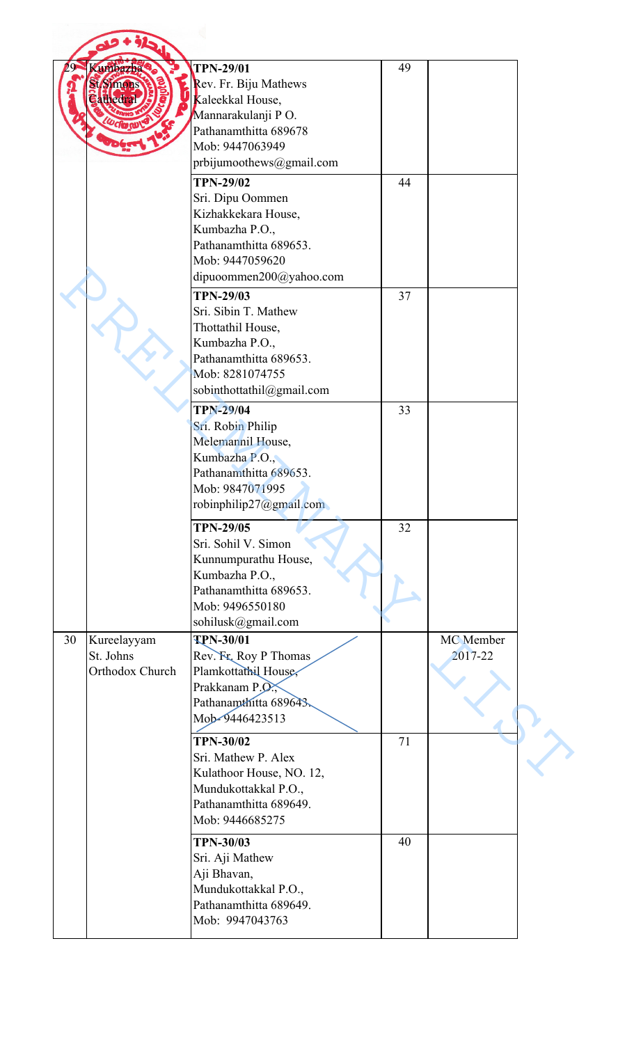| 29 | Kumbazha St.Simons Cathedral | **TPN-29/01**<br>Rev. Fr. Biju Mathews<br>Kaleekkal House,<br>Mannarakulanji P O.<br>Pathanamthitta 689678<br>Mob: 9447063949<br>prbijumoothews@gmail.com | 49 | |
|---|---|---|---|---|
| | | **TPN-29/02**<br>Sri. Dipu Oommen<br>Kizhakkekara House,<br>Kumbazha P.O.,<br>Pathanamthitta 689653.<br>Mob: 9447059620<br>dipuoommen200@yahoo.com | 44 | |
| | | **TPN-29/03**<br>Sri. Sibin T. Mathew<br>Thottathil House,<br>Kumbazha P.O.,<br>Pathanamthitta 689653.<br>Mob: 8281074755<br>sobinthottathil@gmail.com | 37 | |
| | | **TPN-29/04**<br>Sri. Robin Philip<br>Melemannil House,<br>Kumbazha P.O.,<br>Pathanamthitta 689653.<br>Mob: 9847071995<br>robinphilip27@gmail.com | 33 | |
| | | **TPN-29/05**<br>Sri. Sohil V. Simon<br>Kunnumpurathu House,<br>Kumbazha P.O.,<br>Pathanamthitta 689653.<br>Mob: 9496550180<br>sohilusk@gmail.com | 32 | |
| 30 | Kureelayyam St. Johns Orthodox Church | **TPN-30/01**<br>Rev. Fr. Roy P Thomas<br>Plamkottathil House,<br>Prakkanam P.O.,<br>Pathanamthitta 689643.<br>Mob- 9446423513 | | MC Member 2017-22 |
| | | **TPN-30/02**<br>Sri. Mathew P. Alex<br>Kulathoor House, NO. 12,<br>Mundukottakkal P.O.,<br>Pathanamthitta 689649.<br>Mob: 9446685275 | 71 | |
| | | **TPN-30/03**<br>Sri. Aji Mathew<br>Aji Bhavan,<br>Mundukottakkal P.O.,<br>Pathanamthitta 689649.<br>Mob: 9947043763 | 40 | |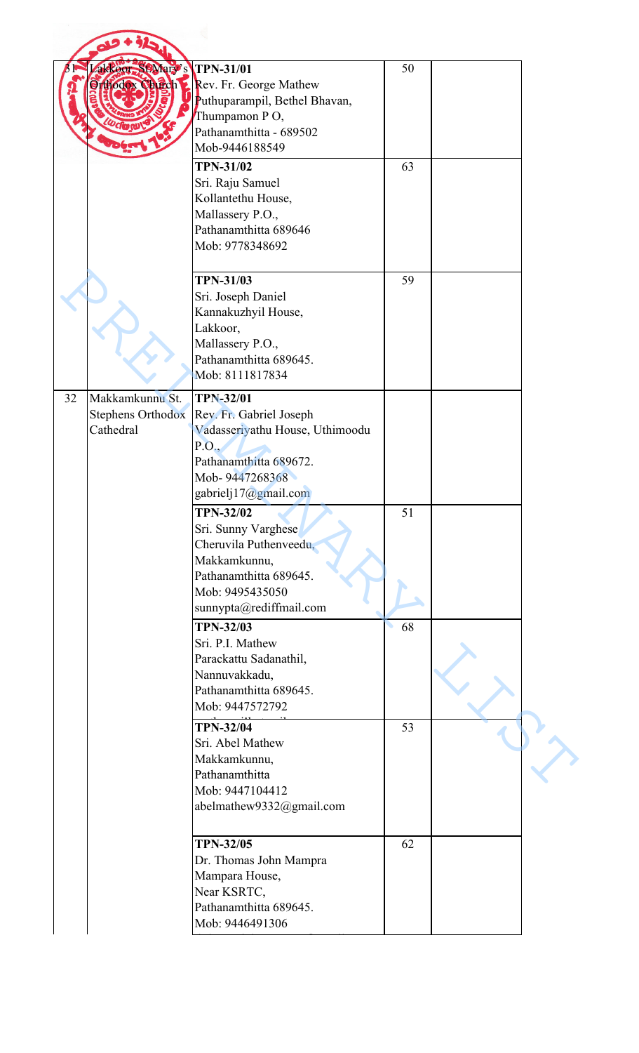| | | | | |
|---|---|---|---|---|
| 31 | Lakkoor St.Mary's Orthodox Church | **TPN-31/01**<br>Rev. Fr. George Mathew<br>Puthuparampil, Bethel Bhavan,<br>Thumpamon P O,<br>Pathanamthitta - 689502<br>Mob-9446188549 | 50 | |
| | | **TPN-31/02**<br>Sri. Raju Samuel<br>Kollantethu House,<br>Mallassery P.O.,<br>Pathanamthitta 689646<br>Mob: 9778348692 | 63 | |
| | | **TPN-31/03**<br>Sri. Joseph Daniel<br>Kannakuzhyil House,<br>Lakkoor,<br>Mallassery P.O.,<br>Pathanamthitta 689645.<br>Mob: 8111817834 | 59 | |
| 32 | Makkamkunnu St. Stephens Orthodox Cathedral | **TPN-32/01**<br>Rev. Fr. Gabriel Joseph<br>Vadasseriyathu House, Uthimoodu P.O.,<br>Pathanamthitta 689672.<br>Mob- 9447268368<br>gabrielj17@gmail.com | | |
| | | **TPN-32/02**<br>Sri. Sunny Varghese<br>Cheruvila Puthenveedu,<br>Makkamkunnu,<br>Pathanamthitta 689645.<br>Mob: 9495435050<br>sunnypta@rediffmail.com | 51 | |
| | | **TPN-32/03**<br>Sri. P.I. Mathew<br>Parackattu Sadanathil,<br>Nannuvakkadu,<br>Pathanamthitta 689645.<br>Mob: 9447572792 | 68 | |
| | | **TPN-32/04**<br>Sri. Abel Mathew<br>Makkamkunnu,<br>Pathanamthitta<br>Mob: 9447104412<br>abelmathew9332@gmail.com | 53 | |
| | | **TPN-32/05**<br>Dr. Thomas John Mampra<br>Mampara House,<br>Near KSRTC,<br>Pathanamthitta 689645.<br>Mob: 9446491306 | 62 | |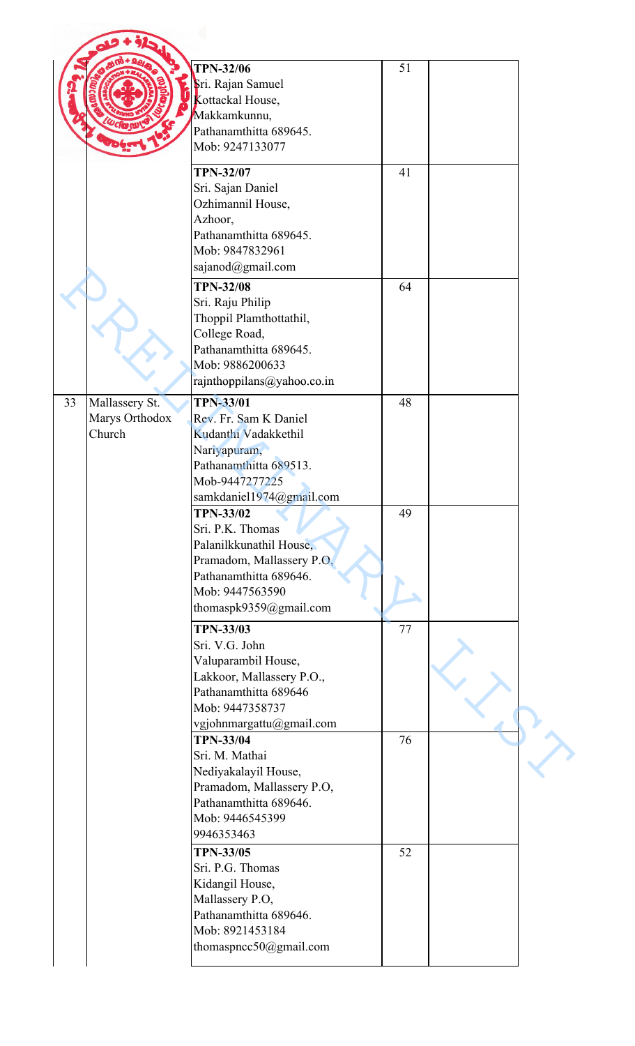| | | | | |
|---|---|---|---|---|
| | | **TPN-32/06**<br>Sri. Rajan Samuel<br>Kottackal House,<br>Makkamkunnu,<br>Pathanamthitta 689645.<br>Mob: 9247133077 | 51 | |
| | | **TPN-32/07**<br>Sri. Sajan Daniel<br>Ozhimannil House,<br>Azhoor,<br>Pathanamthitta 689645.<br>Mob: 9847832961<br>sajanod@gmail.com | 41 | |
| | | **TPN-32/08**<br>Sri. Raju Philip<br>Thoppil Plamthottathil,<br>College Road,<br>Pathanamthitta 689645.<br>Mob: 9886200633<br>rajnthoppilans@yahoo.co.in | 64 | |
| 33 | Mallassery St. Marys Orthodox Church | **TPN-33/01**<br>Rev. Fr. Sam K Daniel<br>Kudanthi Vadakkethil<br>Nariyapuram,<br>Pathanamthitta 689513.<br>Mob-9447277225<br>samkdaniel1974@gmail.com | 48 | |
| | | **TPN-33/02**<br>Sri. P.K. Thomas<br>Palanilkkunathil House,<br>Pramadom, Mallassery P.O,<br>Pathanamthitta 689646.<br>Mob: 9447563590<br>thomaspk9359@gmail.com | 49 | |
| | | **TPN-33/03**<br>Sri. V.G. John<br>Valuparambil House,<br>Lakkoor, Mallassery P.O.,<br>Pathanamthitta 689646<br>Mob: 9447358737<br>vgjohnmargattu@gmail.com | 77 | |
| | | **TPN-33/04**<br>Sri. M. Mathai<br>Nediyakalayil House,<br>Pramadom, Mallassery P.O,<br>Pathanamthitta 689646.<br>Mob: 9446545399<br>9946353463 | 76 | |
| | | **TPN-33/05**<br>Sri. P.G. Thomas<br>Kidangil House,<br>Mallassery P.O,<br>Pathanamthitta 689646.<br>Mob: 8921453184<br>thomaspncc50@gmail.com | 52 | |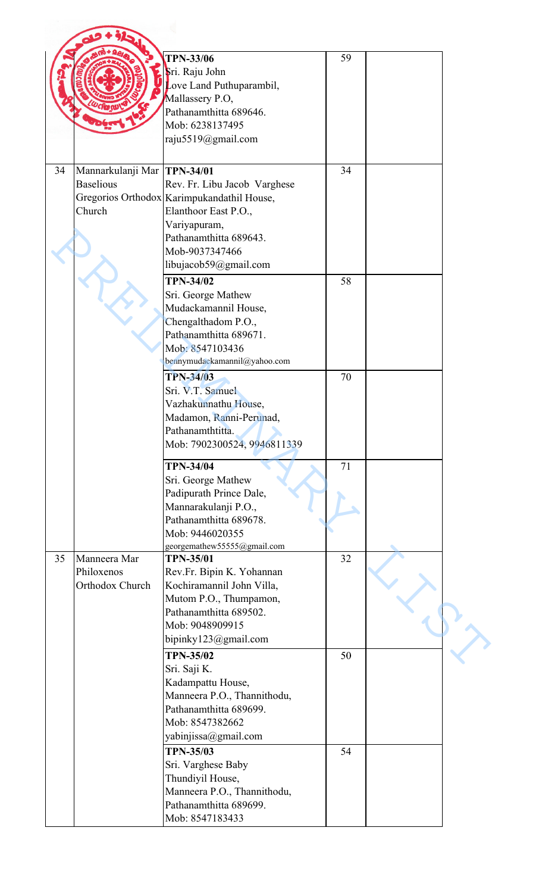|  |  | **TPN-33/06**<br>Sri. Raju John<br>Love Land Puthuparambil,<br>Mallassery P.O,<br>Pathanamthitta 689646.<br>Mob: 6238137495<br>raju5519@gmail.com | 59 |  |
|---|---|---|---|---|
| 34 | Mannarkulanji Mar Baselious Gregorios Orthodox Church | **TPN-34/01**<br>Rev. Fr. Libu Jacob Varghese<br>Karimpukandathil House,<br>Elanthoor East P.O.,<br>Variyapuram,<br>Pathanamthitta 689643.<br>Mob-9037347466<br>libujacob59@gmail.com | 34 |  |
|  |  | **TPN-34/02**<br>Sri. George Mathew<br>Mudackamannil House,<br>Chengalthadom P.O.,<br>Pathanamthitta 689671.<br>Mob: 8547103436<br>bennymudackamannil@yahoo.com | 58 |  |
|  |  | **TPN-34/03**<br>Sri. V.T. Samuel<br>Vazhakunnathu House,<br>Madamon, Ranni-Perunad,<br>Pathanamthtitta.<br>Mob: 7902300524, 9946811339 | 70 |  |
|  |  | **TPN-34/04**<br>Sri. George Mathew<br>Padipurath Prince Dale,<br>Mannarakulanji P.O.,<br>Pathanamthitta 689678.<br>Mob: 9446020355<br>georgemathew55555@gmail.com | 71 |  |
| 35 | Manneera Mar Philoxenos Orthodox Church | **TPN-35/01**<br>Rev.Fr. Bipin K. Yohannan<br>Kochiramannil John Villa,<br>Mutom P.O., Thumpamon,<br>Pathanamthitta 689502.<br>Mob: 9048909915<br>bipinky123@gmail.com | 32 |  |
|  |  | **TPN-35/02**<br>Sri. Saji K.<br>Kadampattu House,<br>Manneera P.O., Thannithodu,<br>Pathanamthitta 689699.<br>Mob: 8547382662<br>yabinjissa@gmail.com | 50 |  |
|  |  | **TPN-35/03**<br>Sri. Varghese Baby<br>Thundiyil House,<br>Manneera P.O., Thannithodu,<br>Pathanamthitta 689699.<br>Mob: 8547183433 | 54 |  |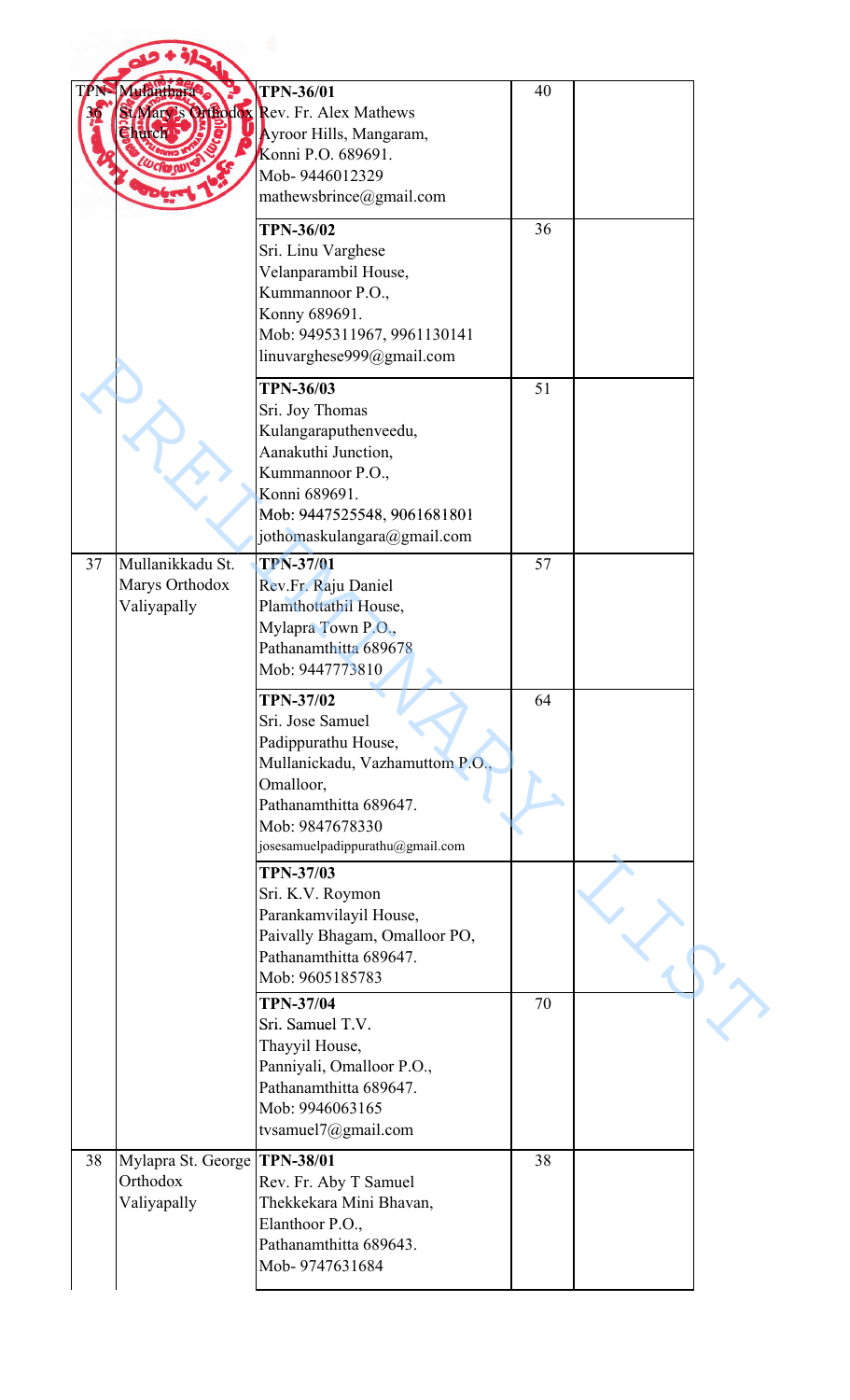| | | | | |
|---|---|---|---|---|
| TPN-36 | Mulanthara St Mary's Orthodox Church | **TPN-36/01**<br>Rev. Fr. Alex Mathews<br>Ayroor Hills, Mangaram,<br>Konni P.O. 689691.<br>Mob- 9446012329<br>mathewsbrince@gmail.com | 40 | |
| | | **TPN-36/02**<br>Sri. Linu Varghese<br>Velanparambil House,<br>Kummannoor P.O.,<br>Konny 689691.<br>Mob: 9495311967, 9961130141<br>linuvarghese999@gmail.com | 36 | |
| | | **TPN-36/03**<br>Sri. Joy Thomas<br>Kulangaraputhenveedu,<br>Aanakuthi Junction,<br>Kummannoor P.O.,<br>Konni 689691.<br>Mob: 9447525548, 9061681801<br>jothomaskulangara@gmail.com | 51 | |
| 37 | Mullanikkadu St. Marys Orthodox Valiyapally | **TPN-37/01**<br>Rev.Fr. Raju Daniel<br>Plamthottathil House,<br>Mylapra Town P.O.,<br>Pathanamthitta 689678<br>Mob: 9447773810 | 57 | |
| | | **TPN-37/02**<br>Sri. Jose Samuel<br>Padippurathu House,<br>Mullanickadu, Vazhamuttom P.O.,<br>Omalloor,<br>Pathanamthitta 689647.<br>Mob: 9847678330<br>josesamuelpadippurathu@gmail.com | 64 | |
| | | **TPN-37/03**<br>Sri. K.V. Roymon<br>Parankamvilayil House,<br>Paivally Bhagam, Omalloor PO,<br>Pathanamthitta 689647.<br>Mob: 9605185783 | | |
| | | **TPN-37/04**<br>Sri. Samuel T.V.<br>Thayyil House,<br>Panniyali, Omalloor P.O.,<br>Pathanamthitta 689647.<br>Mob: 9946063165<br>tvsamuel7@gmail.com | 70 | |
| 38 | Mylapra St. George Orthodox Valiyapally | **TPN-38/01**<br>Rev. Fr. Aby T Samuel<br>Thekkekara Mini Bhavan,<br>Elanthoor P.O.,<br>Pathanamthitta 689643.<br>Mob- 9747631684 | 38 | |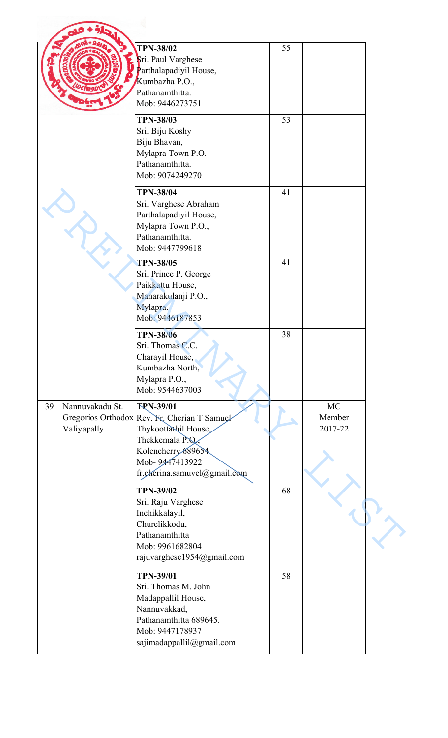|  |  |  |  |  |
|---|---|---|---|---|
|  |  | **TPN-38/02**<br>Sri. Paul Varghese<br>Parthalapadiyil House,<br>Kumbazha P.O.,<br>Pathanamthitta.<br>Mob: 9446273751 | 55 |  |
|  |  | **TPN-38/03**<br>Sri. Biju Koshy<br>Biju Bhavan,<br>Mylapra Town P.O.<br>Pathanamthitta.<br>Mob: 9074249270 | 53 |  |
|  |  | **TPN-38/04**<br>Sri. Varghese Abraham<br>Parthalapadiyil House,<br>Mylapra Town P.O.,<br>Pathanamthitta.<br>Mob: 9447799618 | 41 |  |
|  |  | **TPN-38/05**<br>Sri. Prince P. George<br>Paikkattu House,<br>Manarakulanji P.O.,<br>Mylapra.<br>Mob: 9446187853 | 41 |  |
|  |  | **TPN-38/06**<br>Sri. Thomas C.C.<br>Charayil House,<br>Kumbazha North,<br>Mylapra P.O.,<br>Mob: 9544637003 | 38 |  |
| 39 | Nannuvakadu St. Gregorios Orthodox Valiyapally | **TPN-39/01**<br>Rev. Fr. Cherian T Samuel<br>Thykoottathil House,<br>Thekkemala P.O.,<br>Kolencherry 689654<br>Mob- 9447413922<br>fr.cherina.samuvel@gmail.com |  | MC Member 2017-22 |
|  |  | **TPN-39/02**<br>Sri. Raju Varghese<br>Inchikkalayil,<br>Churelikkodu,<br>Pathanamthitta<br>Mob: 9961682804<br>rajuvarghese1954@gmail.com | 68 |  |
|  |  | **TPN-39/01**<br>Sri. Thomas M. John<br>Madappallil House,<br>Nannuvakkad,<br>Pathanamthitta 689645.<br>Mob: 9447178937<br>sajimadappallil@gmail.com | 58 |  |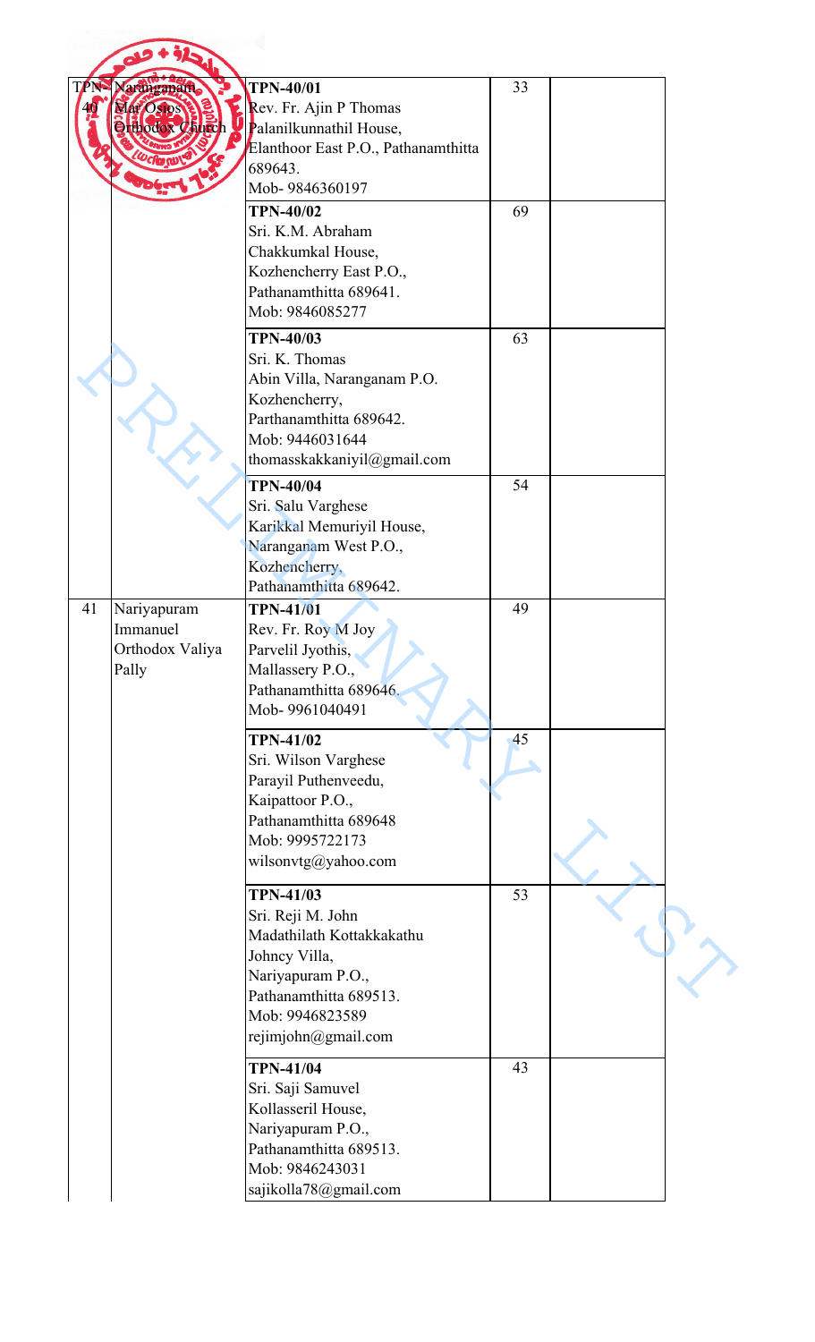| TPN-40 | Naranganam Mar Osios Orthodox Church | TPN-40/01<br>Rev. Fr. Ajin P Thomas<br>Palanilkunnathil House,<br>Elanthoor East P.O., Pathanamthitta 689643.<br>Mob- 9846360197 | 33 | |
|---|---|---|---|---|
| | | TPN-40/02<br>Sri. K.M. Abraham<br>Chakkumkal House,<br>Kozhencherry East P.O.,<br>Pathanamthitta 689641.<br>Mob: 9846085277 | 69 | |
| | | TPN-40/03<br>Sri. K. Thomas<br>Abin Villa, Naranganam P.O.<br>Kozhencherry,<br>Parthanamthitta 689642.<br>Mob: 9446031644<br>thomasskakkaniyil@gmail.com | 63 | |
| | | TPN-40/04<br>Sri. Salu Varghese<br>Karikkal Memuriyil House,<br>Naranganam West P.O.,<br>Kozhencherry,<br>Pathananthitta 689642. | 54 | |
| 41 | Nariyapuram Immanuel Orthodox Valiya Pally | TPN-41/01<br>Rev. Fr. Roy M Joy<br>Parvelil Jyothis,<br>Mallassery P.O.,<br>Pathanamthitta 689646.<br>Mob- 9961040491 | 49 | |
| | | TPN-41/02<br>Sri. Wilson Varghese<br>Parayil Puthenveedu,<br>Kaipattoor P.O.,<br>Pathanamthitta 689648<br>Mob: 9995722173<br>wilsonvtg@yahoo.com | 45 | |
| | | TPN-41/03<br>Sri. Reji M. John<br>Madathilath Kottakkakathu<br>Johncy Villa,<br>Nariyapuram P.O.,<br>Pathanamthitta 689513.<br>Mob: 9946823589<br>rejimjohn@gmail.com | 53 | |
| | | TPN-41/04<br>Sri. Saji Samuvel<br>Kollasseril House,<br>Nariyapuram P.O.,<br>Pathanamthitta 689513.<br>Mob: 9846243031<br>sajikolla78@gmail.com | 43 | |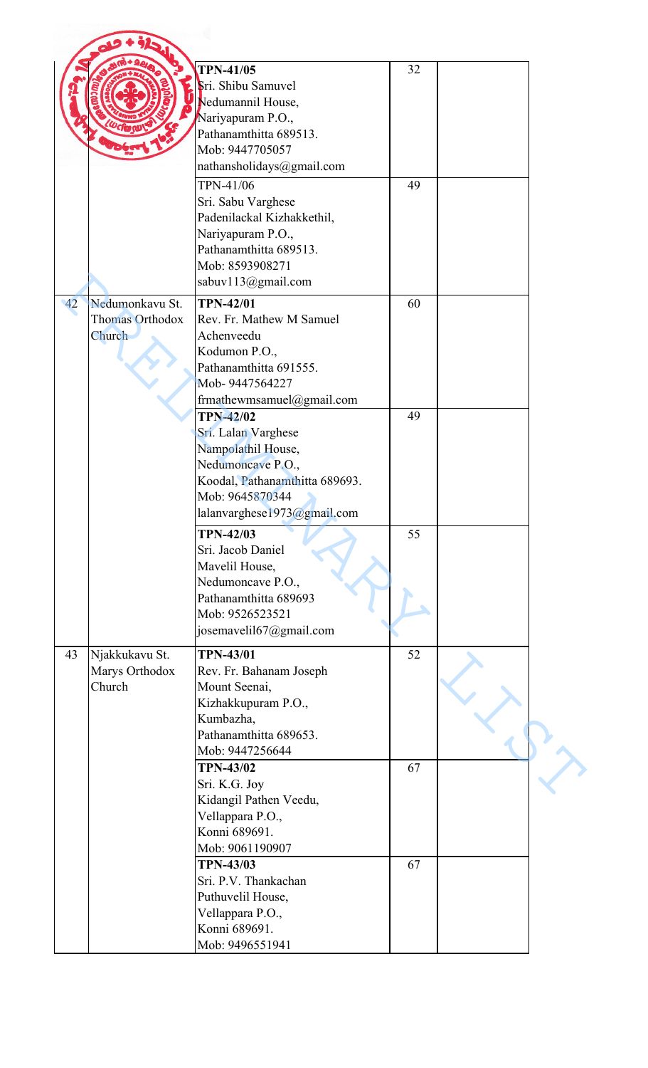| | | | | |
|---|---|---|---|---|
| | | **TPN-41/05**<br>Sri. Shibu Samuvel<br>Nedumannil House,<br>Nariyapuram P.O.,<br>Pathanamthitta 689513.<br>Mob: 9447705057<br>nathansholidays@gmail.com | 32 | |
| | | TPN-41/06<br>Sri. Sabu Varghese<br>Padenilackal Kizhakkethil,<br>Nariyapuram P.O.,<br>Pathanamthitta 689513.<br>Mob: 8593908271<br>sabuv113@gmail.com | 49 | |
| 42 | Nedumonkavu St. Thomas Orthodox Church | **TPN-42/01**<br>Rev. Fr. Mathew M Samuel<br>Achenveedu<br>Kodumon P.O.,<br>Pathanamthitta 691555.<br>Mob- 9447564227<br>frmathewmsamuel@gmail.com | 60 | |
| | | **TPN-42/02**<br>Sri. Lalan Varghese<br>Nampolathil House,<br>Nedumoncave P.O.,<br>Koodal, Pathanamthitta 689693.<br>Mob: 9645870344<br>lalanvarghese1973@gmail.com | 49 | |
| | | **TPN-42/03**<br>Sri. Jacob Daniel<br>Mavelil House,<br>Nedumoncave P.O.,<br>Pathanamthitta 689693<br>Mob: 9526523521<br>josemavelil67@gmail.com | 55 | |
| 43 | Njakkukavu St. Marys Orthodox Church | **TPN-43/01**<br>Rev. Fr. Bahanam Joseph<br>Mount Seenai,<br>Kizhakkupuram P.O.,<br>Kumbazha,<br>Pathanamthitta 689653.<br>Mob: 9447256644 | 52 | |
| | | **TPN-43/02**<br>Sri. K.G. Joy<br>Kidangil Pathen Veedu,<br>Vellappara P.O.,<br>Konni 689691.<br>Mob: 9061190907 | 67 | |
| | | **TPN-43/03**<br>Sri. P.V. Thankachan<br>Puthuvelil House,<br>Vellappara P.O.,<br>Konni 689691.<br>Mob: 9496551941 | 67 | |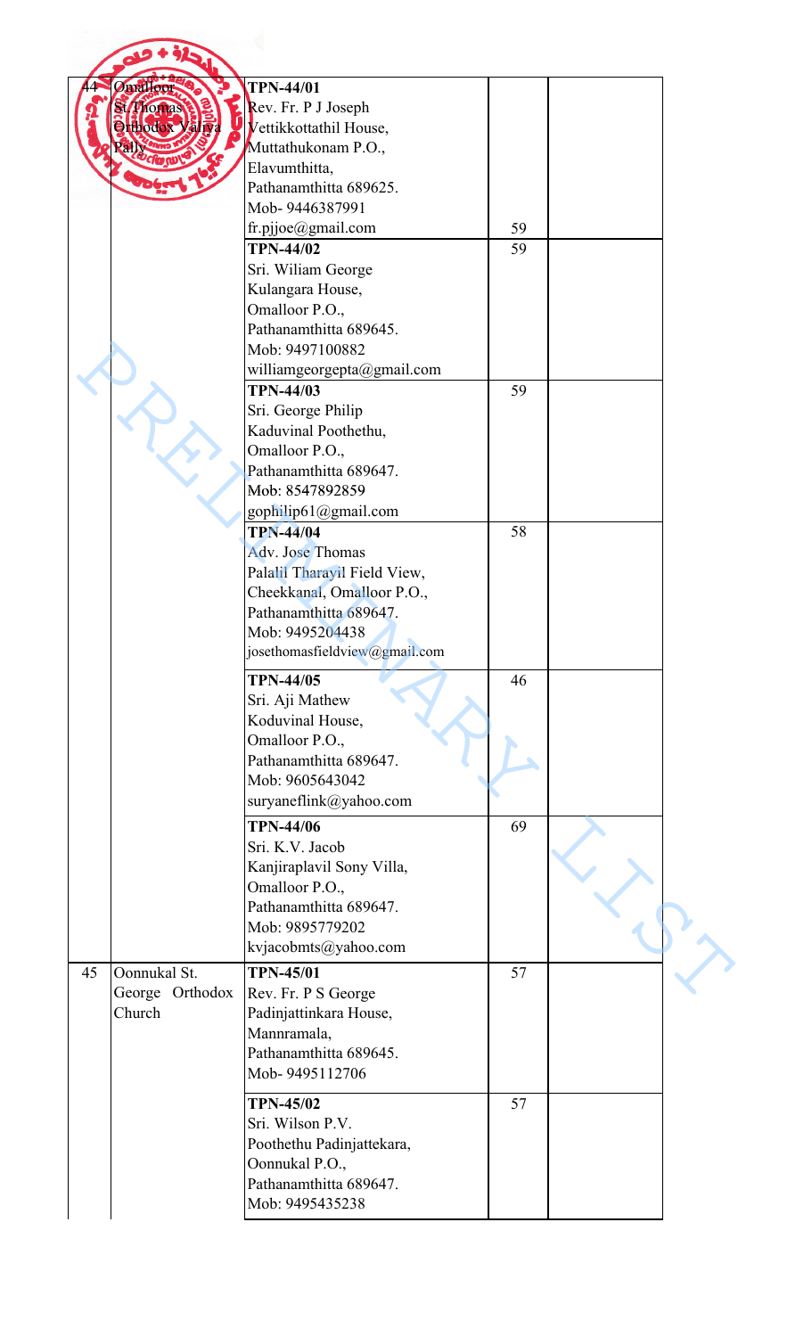| | | | | |
|---|---|---|---|---|
| 44 | Omalloor St. Thomas Orthodox Valiya Pally | **TPN-44/01**<br>Rev. Fr. P J Joseph<br>Vettikkottathil House,<br>Muttathukonam P.O.,<br>Elavumthitta,<br>Pathanamthitta 689625.<br>Mob- 9446387991<br>fr.pjjoe@gmail.com | 59 | |
| | | **TPN-44/02**<br>Sri. Wiliam George<br>Kulangara House,<br>Omalloor P.O.,<br>Pathanamthitta 689645.<br>Mob: 9497100882<br>williamgeorgepta@gmail.com | 59 | |
| | | **TPN-44/03**<br>Sri. George Philip<br>Kaduvinal Poothethu,<br>Omalloor P.O.,<br>Pathanamthitta 689647.<br>Mob: 8547892859<br>gophilip61@gmail.com | 59 | |
| | | **TPN-44/04**<br>Adv. Jose Thomas<br>Palalil Tharayil Field View,<br>Cheekkanal, Omalloor P.O.,<br>Pathanamthitta 689647.<br>Mob: 9495204438<br>josethomasfieldview@gmail.com | 58 | |
| | | **TPN-44/05**<br>Sri. Aji Mathew<br>Koduvinal House,<br>Omalloor P.O.,<br>Pathanamthitta 689647.<br>Mob: 9605643042<br>suryaneflink@yahoo.com | 46 | |
| | | **TPN-44/06**<br>Sri. K.V. Jacob<br>Kanjiraplavil Sony Villa,<br>Omalloor P.O.,<br>Pathanamthitta 689647.<br>Mob: 9895779202<br>kvjacobmts@yahoo.com | 69 | |
| 45 | Oonnukal St. George Orthodox Church | **TPN-45/01**<br>Rev. Fr. P S George<br>Padinjattinkara House,<br>Mannramala,<br>Pathanamthitta 689645.<br>Mob- 9495112706 | 57 | |
| | | **TPN-45/02**<br>Sri. Wilson P.V.<br>Poothethu Padinjattekara,<br>Oonnukal P.O.,<br>Pathanamthitta 689647.<br>Mob: 9495435238 | 57 | |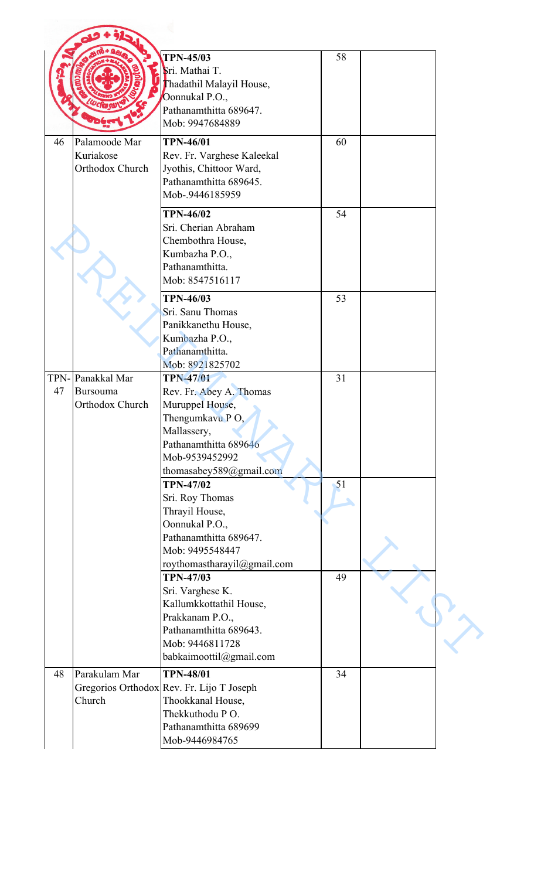| | | | | |
|---|---|---|---|---|
| | | **TPN-45/03** Sri. Mathai T. Thadathil Malayil House, Oonnukal P.O., Pathanamthitta 689647. Mob: 9947684889 | 58 | |
| 46 | Palamoode Mar Kuriakose Orthodox Church | **TPN-46/01** Rev. Fr. Varghese Kaleekal Jyothis, Chittoor Ward, Pathanamthitta 689645. Mob-.9446185959 | 60 | |
| | | **TPN-46/02** Sri. Cherian Abraham Chembothra House, Kumbazha P.O., Pathanamthitta. Mob: 8547516117 | 54 | |
| | | **TPN-46/03** Sri. Sanu Thomas Panikkanethu House, Kumbazha P.O., Pathanamthitta. Mob: 8921825702 | 53 | |
| TPN-47 | Panakkal Mar Bursouma Orthodox Church | **TPN-47/01** Rev. Fr. Abey A. Thomas Muruppel House, Thengumkavu P O, Mallassery, Pathanamthitta 689646 Mob-9539452992 thomasabey589@gmail.com | 31 | |
| | | **TPN-47/02** Sri. Roy Thomas Thrayil House, Oonnukal P.O., Pathanamthitta 689647. Mob: 9495548447 roythomastharayil@gmail.com | 51 | |
| | | **TPN-47/03** Sri. Varghese K. Kallumkkottathil House, Prakkanam P.O., Pathanamthitta 689643. Mob: 9446811728 babkaimoottil@gmail.com | 49 | |
| 48 | Parakulam Mar Gregorios Orthodox Church | **TPN-48/01** Rev. Fr. Lijo T Joseph Thookkanal House, Thekkuthodu P O. Pathanamthitta 689699 Mob-9446984765 | 34 | |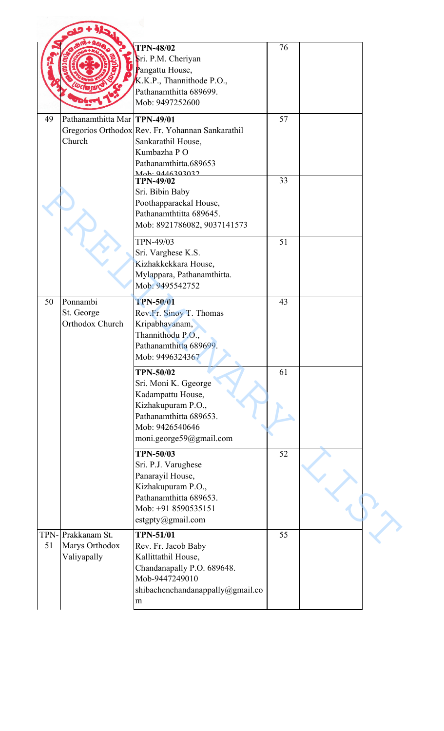| | | | | |
|---|---|---|---|---|
| | | **TPN-48/02**<br>Sri. P.M. Cheriyan<br>Pangattu House,<br>K.K.P., Thannithode P.O.,<br>Pathanamthitta 689699.<br>Mob: 9497252600 | 76 | |
| 49 | Pathanamthitta Mar Gregorios Orthodox Church | **TPN-49/01**<br>Rev. Fr. Yohannan Sankarathil<br>Sankarathil House,<br>Kumbazha P O<br>Pathanamthitta.689653<br>Mob: 9446393032 | 57 | |
| | | **TPN-49/02**<br>Sri. Bibin Baby<br>Poothapparackal House,<br>Pathanamthtitta 689645.<br>Mob: 8921786082, 9037141573 | 33 | |
| | | TPN-49/03<br>Sri. Varghese K.S.<br>Kizhakkekkara House,<br>Mylappara, Pathanamthitta.<br>Mob: 9495542752 | 51 | |
| 50 | Ponnambi St. George Orthodox Church | **TPN-50/01**<br>Rev.Fr. Sinoy T. Thomas<br>Kripabhavanam,<br>Thannithodu P.O.,<br>Pathanamthitta 689699.<br>Mob: 9496324367 | 43 | |
| | | **TPN-50/02**<br>Sri. Moni K. Ggeorge<br>Kadampattu House,<br>Kizhakupuram P.O.,<br>Pathanamthitta 689653.<br>Mob: 9426540646<br>moni.george59@gmail.com | 61 | |
| | | **TPN-50/03**<br>Sri. P.J. Varughese<br>Panarayil House,<br>Kizhakupuram P.O.,<br>Pathanamthitta 689653.<br>Mob: +91 8590535151<br>estgpty@gmail.com | 52 | |
| TPN-51 | Prakkanam St. Marys Orthodox Valiyapally | **TPN-51/01**<br>Rev. Fr. Jacob Baby<br>Kallittathil House,<br>Chandanapally P.O. 689648.<br>Mob-9447249010<br>shibachenchandanappally@gmail.com | 55 | |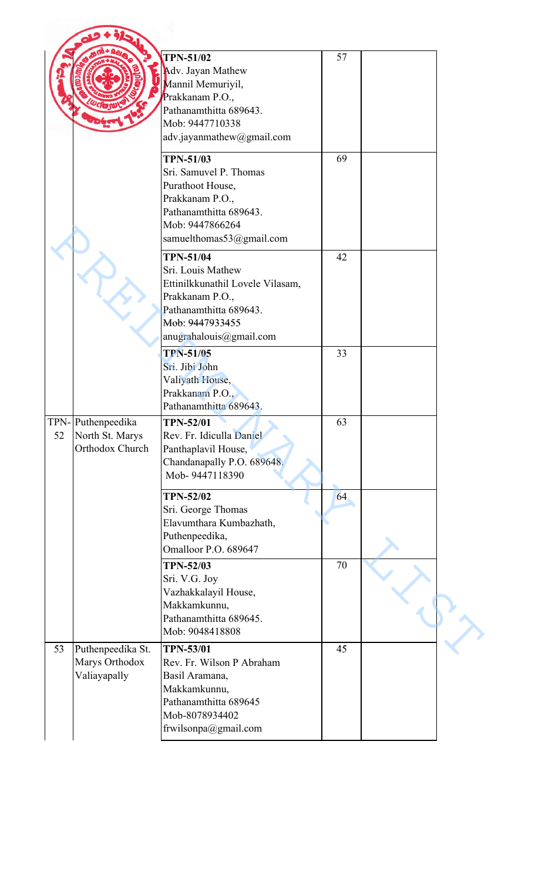| | | | | |
|---|---|---|---|---|
| | | **TPN-51/02**<br>Adv. Jayan Mathew<br>Mannil Memuriyil,<br>Prakkanam P.O.,<br>Pathanamthitta 689643.<br>Mob: 9447710338<br>adv.jayanmathew@gmail.com | 57 | |
| | | **TPN-51/03**<br>Sri. Samuvel P. Thomas<br>Purathoot House,<br>Prakkanam P.O.,<br>Pathanamthitta 689643.<br>Mob: 9447866264<br>samuelthomas53@gmail.com | 69 | |
| | | **TPN-51/04**<br>Sri. Louis Mathew<br>Ettinilkkunathil Lovele Vilasam,<br>Prakkanam P.O.,<br>Pathanamthitta 689643.<br>Mob: 9447933455<br>anugrahalouis@gmail.com | 42 | |
| | | **TPN-51/05**<br>Sri. Jibi John<br>Valiyath House,<br>Prakkanam P.O.,<br>Pathanamthitta 689643. | 33 | |
| TPN-52 | Puthenpeedika North St. Marys Orthodox Church | **TPN-52/01**<br>Rev. Fr. Idiculla Daniel<br>Panthaplavil House,<br>Chandanapally P.O. 689648.<br>Mob- 9447118390 | 63 | |
| | | **TPN-52/02**<br>Sri. George Thomas<br>Elavumthara Kumbazhath,<br>Puthenpeedika,<br>Omalloor P.O. 689647 | 64 | |
| | | **TPN-52/03**<br>Sri. V.G. Joy<br>Vazhakkalayil House,<br>Makkamkunnu,<br>Pathanamthitta 689645.<br>Mob: 9048418808 | 70 | |
| 53 | Puthenpeedika St. Marys Orthodox Valiayapally | **TPN-53/01**<br>Rev. Fr. Wilson P Abraham<br>Basil Aramana,<br>Makkamkunnu,<br>Pathanamthitta 689645<br>Mob-8078934402<br>frwilsonpa@gmail.com | 45 | |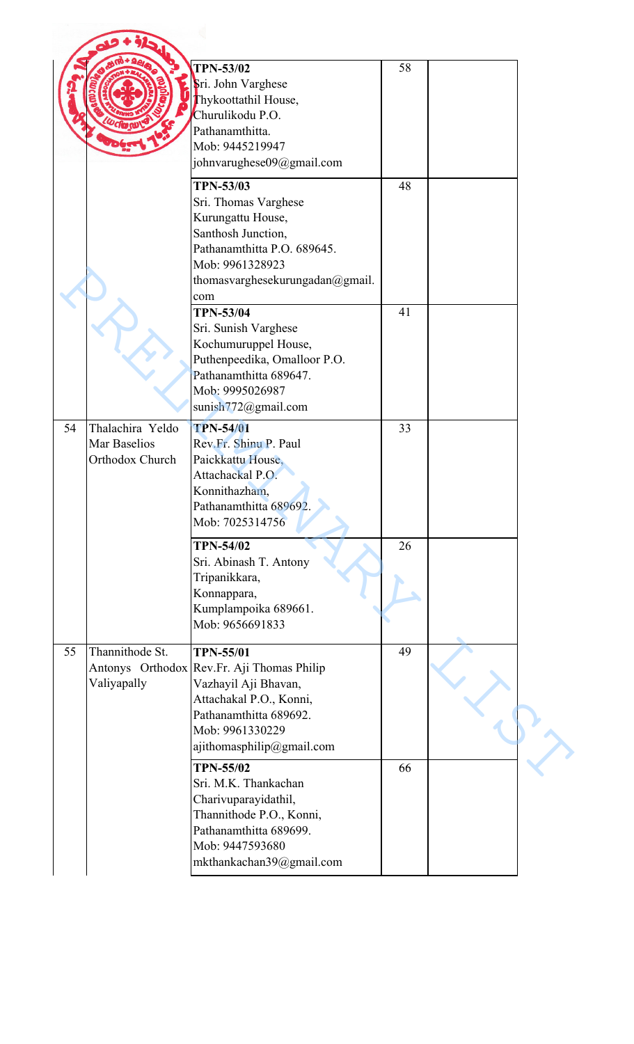| | | | | |
|---|---|---|---|---|
| | | **TPN-53/02**<br>Sri. John Varghese<br>Thykoottathil House,<br>Churulikodu P.O.<br>Pathanamthitta.<br>Mob: 9445219947<br>johnvarughese09@gmail.com | 58 | |
| | | **TPN-53/03**<br>Sri. Thomas Varghese<br>Kurungattu House,<br>Santhosh Junction,<br>Pathanamthitta P.O. 689645.<br>Mob: 9961328923<br>thomasvarghesekurungadan@gmail.com | 48 | |
| | | **TPN-53/04**<br>Sri. Sunish Varghese<br>Kochumuruppel House,<br>Puthenpeedika, Omalloor P.O.<br>Pathanamthitta 689647.<br>Mob: 9995026987<br>sunish772@gmail.com | 41 | |
| 54 | Thalachira Yeldo Mar Baselios Orthodox Church | **TPN-54/01**<br>Rev.Fr. Shinu P. Paul<br>Paickkattu House,<br>Attachackal P.O.<br>Konnithazham,<br>Pathanamthitta 689692.<br>Mob: 7025314756 | 33 | |
| | | **TPN-54/02**<br>Sri. Abinash T. Antony<br>Tripanikkara,<br>Konnappara,<br>Kumplampoika 689661.<br>Mob: 9656691833 | 26 | |
| 55 | Thannithode St. Antonys Orthodox Valiyapally | **TPN-55/01**<br>Rev.Fr. Aji Thomas Philip<br>Vazhayil Aji Bhavan,<br>Attachakal P.O., Konni,<br>Pathanamthitta 689692.<br>Mob: 9961330229<br>ajithomasphilip@gmail.com | 49 | |
| | | **TPN-55/02**<br>Sri. M.K. Thankachan<br>Charivuparayidathil,<br>Thannithode P.O., Konni,<br>Pathanamthitta 689699.<br>Mob: 9447593680<br>mkthankachan39@gmail.com | 66 | |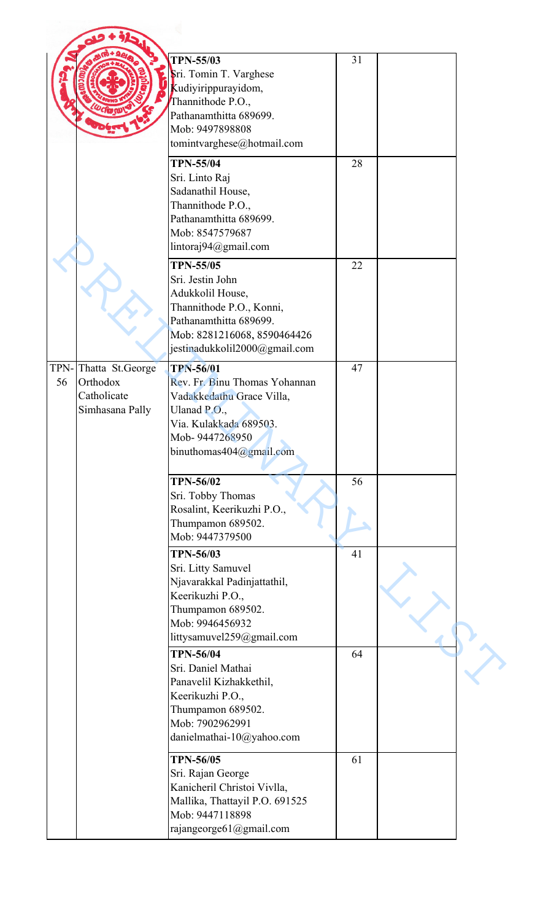| | | | | |
|---|---|---|---|---|
| | | **TPN-55/03**<br>Sri. Tomin T. Varghese<br>Kudiyirippurayidom,<br>Thannithode P.O.,<br>Pathanamthitta 689699.<br>Mob: 9497898808<br>tomintvarghese@hotmail.com | 31 | |
| | | **TPN-55/04**<br>Sri. Linto Raj<br>Sadanathil House,<br>Thannithode P.O.,<br>Pathanamthitta 689699.<br>Mob: 8547579687<br>lintoraj94@gmail.com | 28 | |
| | | **TPN-55/05**<br>Sri. Jestin John<br>Adukkolil House,<br>Thannithode P.O., Konni,<br>Pathanamthitta 689699.<br>Mob: 8281216068, 8590464426<br>jestinadukkolil2000@gmail.com | 22 | |
| TPN-56 | Thatta St.George Orthodox Catholicate Simhasana Pally | **TPN-56/01**<br>Rev. Fr. Binu Thomas Yohannan<br>Vadakkedathu Grace Villa,<br>Ulanad P.O.,<br>Via. Kulakkada 689503.<br>Mob- 9447268950<br>binuthomas404@gmail.com | 47 | |
| | | **TPN-56/02**<br>Sri. Tobby Thomas<br>Rosalint, Keerikuzhi P.O.,<br>Thumpamon 689502.<br>Mob: 9447379500 | 56 | |
| | | **TPN-56/03**<br>Sri. Litty Samuvel<br>Njavarakkal Padinjattathil,<br>Keerikuzhi P.O.,<br>Thumpamon 689502.<br>Mob: 9946456932<br>littysamuvel259@gmail.com | 41 | |
| | | **TPN-56/04**<br>Sri. Daniel Mathai<br>Panavelil Kizhakkethil,<br>Keerikuzhi P.O.,<br>Thumpamon 689502.<br>Mob: 7902962991<br>danielmathai-10@yahoo.com | 64 | |
| | | **TPN-56/05**<br>Sri. Rajan George<br>Kanicheril Christoi Vivlla,<br>Mallika, Thattayil P.O. 691525<br>Mob: 9447118898<br>rajangeorge61@gmail.com | 61 | |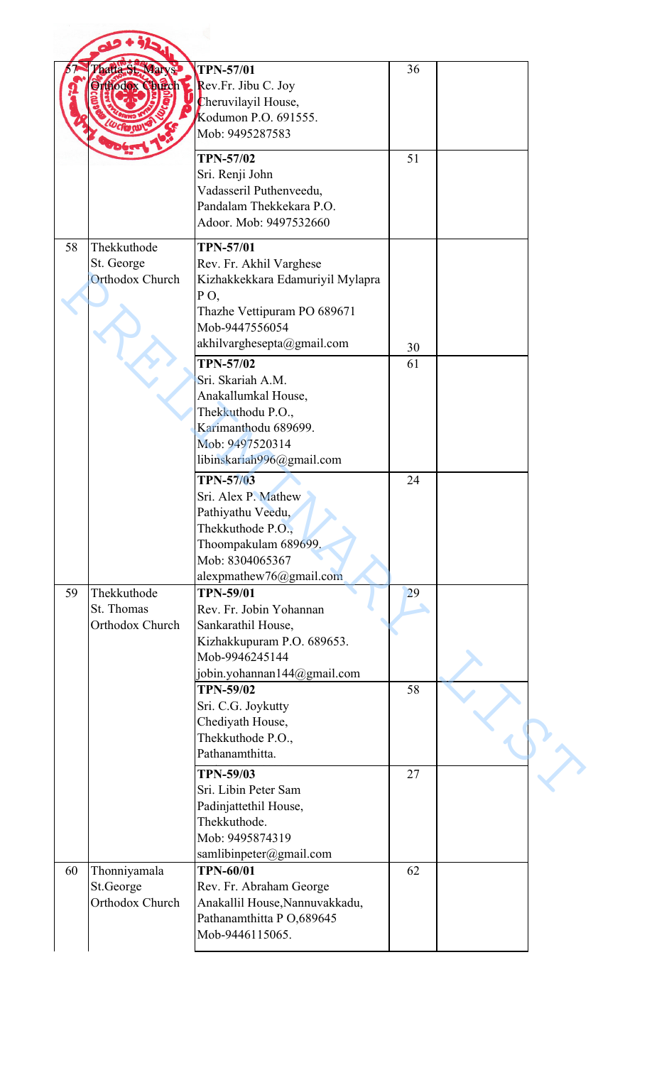| 57 | Thatta St. Marys Orthodox Church | **TPN-57/01**<br>Rev.Fr. Jibu C. Joy<br>Cheruvilayil House,<br>Kodumon P.O. 691555.<br>Mob: 9495287583 | 36 | |
|---|---|---|---|---|
| | | **TPN-57/02**<br>Sri. Renji John<br>Vadasseril Puthenveedu,<br>Pandalam Thekkekara P.O.<br>Adoor. Mob: 9497532660 | 51 | |
| 58 | Thekkuthode St. George Orthodox Church | **TPN-57/01**<br>Rev. Fr. Akhil Varghese<br>Kizhakkekkara Edamuriyil Mylapra P O,<br>Thazhe Vettipuram PO 689671<br>Mob-9447556054<br>akhilvarghesepta@gmail.com | 30 | |
| | | **TPN-57/02**<br>Sri. Skariah A.M.<br>Anakallumkal House,<br>Thekkuthodu P.O.,<br>Karimanthodu 689699.<br>Mob: 9497520314<br>libinskariah996@gmail.com | 61 | |
| | | **TPN-57/03**<br>Sri. Alex P. Mathew<br>Pathiyathu Veedu,<br>Thekkuthode P.O.,<br>Thoompakulam 689699.<br>Mob: 8304065367<br>alexpmathew76@gmail.com | 24 | |
| 59 | Thekkuthode St. Thomas Orthodox Church | **TPN-59/01**<br>Rev. Fr. Jobin Yohannan<br>Sankarathil House,<br>Kizhakkupuram P.O. 689653.<br>Mob-9946245144<br>jobin.yohannan144@gmail.com | 29 | |
| | | **TPN-59/02**<br>Sri. C.G. Joykutty<br>Chediyath House,<br>Thekkuthode P.O.,<br>Pathanamthitta. | 58 | |
| | | **TPN-59/03**<br>Sri. Libin Peter Sam<br>Padinjattethil House,<br>Thekkuthode.<br>Mob: 9495874319<br>samlibinpeter@gmail.com | 27 | |
| 60 | Thonniyamala St.George Orthodox Church | **TPN-60/01**<br>Rev. Fr. Abraham George<br>Anakallil House,Nannuvakkadu,<br>Pathanamthitta P O,689645<br>Mob-9446115065. | 62 | |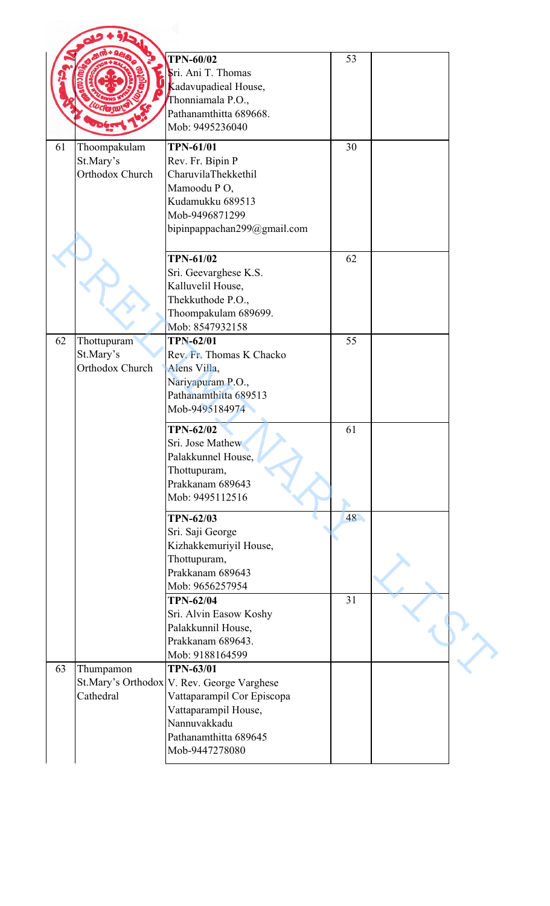| | | | | |
|---|---|---|---|---|
| | | **TPN-60/02**<br>Sri. Ani T. Thomas<br>Kadavupadieal House,<br>Thonniamala P.O.,<br>Pathanamthitta 689668.<br>Mob: 9495236040 | 53 | |
| 61 | Thoompakulam St.Mary's Orthodox Church | **TPN-61/01**<br>Rev. Fr. Bipin P<br>CharuvilaThekkethil<br>Mamoodu P O,<br>Kudamukku 689513<br>Mob-9496871299<br>bipinpappachan299@gmail.com | 30 | |
| | | **TPN-61/02**<br>Sri. Geevarghese K.S.<br>Kalluvelil House,<br>Thekkuthode P.O.,<br>Thoompakulam 689699.<br>Mob: 8547932158 | 62 | |
| 62 | Thottupuram St.Mary's Orthodox Church | **TPN-62/01**<br>Rev. Fr. Thomas K Chacko<br>Alens Villa,<br>Nariyapuram P.O.,<br>Pathanamthitta 689513<br>Mob-9495184974 | 55 | |
| | | **TPN-62/02**<br>Sri. Jose Mathew<br>Palakkunnel House,<br>Thottupuram,<br>Prakkanam 689643<br>Mob: 9495112516 | 61 | |
| | | **TPN-62/03**<br>Sri. Saji George<br>Kizhakkemuriyil House,<br>Thottupuram,<br>Prakkanam 689643<br>Mob: 9656257954 | 48 | |
| | | **TPN-62/04**<br>Sri. Alvin Easow Koshy<br>Palakkunnil House,<br>Prakkanam 689643.<br>Mob: 9188164599 | 31 | |
| 63 | Thumpamon St.Mary's Orthodox Cathedral | **TPN-63/01**<br>V. Rev. George Varghese<br>Vattaparampil Cor Episcopa<br>Vattaparampil House,<br>Nannuvakkadu<br>Pathanamthitta 689645<br>Mob-9447278080 | | |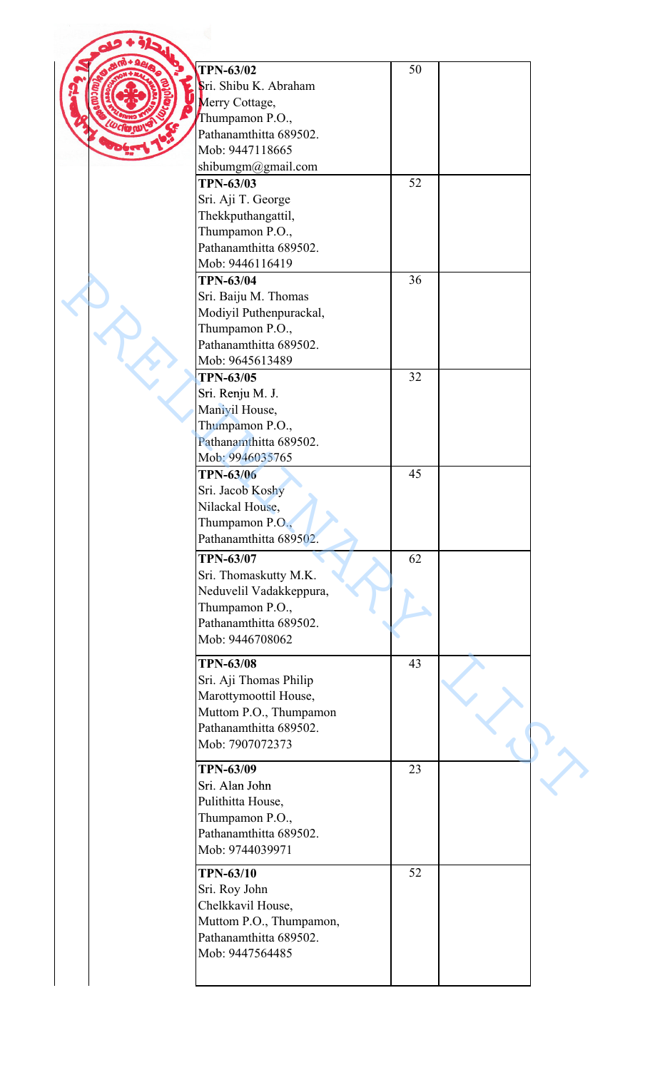| | | | |
|---|---|---|---|
| | **TPN-63/02**<br>Sri. Shibu K. Abraham<br>Merry Cottage,<br>Thumpamon P.O.,<br>Pathanamthitta 689502.<br>Mob: 9447118665<br>shibumgm@gmail.com | 50 | |
| | **TPN-63/03**<br>Sri. Aji T. George<br>Thekkputhangattil,<br>Thumpamon P.O.,<br>Pathanamthitta 689502.<br>Mob: 9446116419 | 52 | |
| | **TPN-63/04**<br>Sri. Baiju M. Thomas<br>Modiyil Puthenpurackal,<br>Thumpamon P.O.,<br>Pathanamthitta 689502.<br>Mob: 9645613489 | 36 | |
| | **TPN-63/05**<br>Sri. Renju M. J.<br>Maniyil House,<br>Thumpamon P.O.,<br>Pathanamthitta 689502.<br>Mob: 9946035765 | 32 | |
| | **TPN-63/06**<br>Sri. Jacob Koshy<br>Nilackal House,<br>Thumpamon P.O.,<br>Pathanamthitta 689502. | 45 | |
| | **TPN-63/07**<br>Sri. Thomaskutty M.K.<br>Neduvelil Vadakkeppura,<br>Thumpamon P.O.,<br>Pathanamthitta 689502.<br>Mob: 9446708062 | 62 | |
| | **TPN-63/08**<br>Sri. Aji Thomas Philip<br>Marottymoottil House,<br>Muttom P.O., Thumpamon<br>Pathanamthitta 689502.<br>Mob: 7907072373 | 43 | |
| | **TPN-63/09**<br>Sri. Alan John<br>Pulithitta House,<br>Thumpamon P.O.,<br>Pathanamthitta 689502.<br>Mob: 9744039971 | 23 | |
| | **TPN-63/10**<br>Sri. Roy John<br>Chelkkavil House,<br>Muttom P.O., Thumpamon,<br>Pathanamthitta 689502.<br>Mob: 9447564485 | 52 | |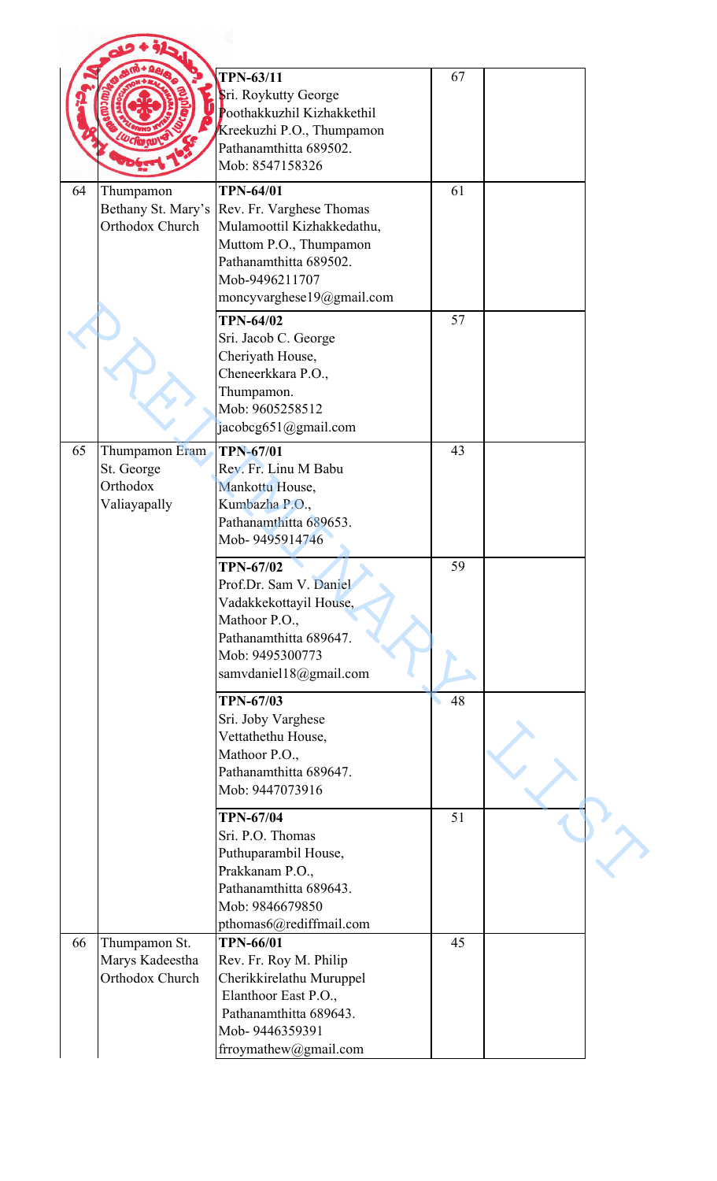|  |  | **TPN-63/11**<br>Sri. Roykutty George<br>Poothakkuzhil Kizhakkethil<br>Kreekuzhi P.O., Thumpamon<br>Pathanamthitta 689502.<br>Mob: 8547158326 | 67 |  |
|---|---|---|---|---|
| 64 | Thumpamon Bethany St. Mary's Orthodox Church | **TPN-64/01**<br>Rev. Fr. Varghese Thomas<br>Mulamoottil Kizhakkedathu,<br>Muttom P.O., Thumpamon<br>Pathanamthitta 689502.<br>Mob-9496211707<br>moncyvarghese19@gmail.com | 61 |  |
|  |  | **TPN-64/02**<br>Sri. Jacob C. George<br>Cheriyath House,<br>Cheneerkkara P.O.,<br>Thumpamon.<br>Mob: 9605258512<br>jacobcg651@gmail.com | 57 |  |
| 65 | Thumpamon Eram St. George Orthodox Valiayapally | **TPN-67/01**<br>Rev. Fr. Linu M Babu<br>Mankottu House,<br>Kumbazha P.O.,<br>Pathanamthitta 689653.<br>Mob- 9495914746 | 43 |  |
|  |  | **TPN-67/02**<br>Prof.Dr. Sam V. Daniel<br>Vadakkekottayil House,<br>Mathoor P.O.,<br>Pathanamthitta 689647.<br>Mob: 9495300773<br>samvdaniel18@gmail.com | 59 |  |
|  |  | **TPN-67/03**<br>Sri. Joby Varghese<br>Vettathethu House,<br>Mathoor P.O.,<br>Pathanamthitta 689647.<br>Mob: 9447073916 | 48 |  |
|  |  | **TPN-67/04**<br>Sri. P.O. Thomas<br>Puthuparambil House,<br>Prakkanam P.O.,<br>Pathanamthitta 689643.<br>Mob: 9846679850<br>pthomas6@rediffmail.com | 51 |  |
| 66 | Thumpamon St. Marys Kadeestha Orthodox Church | **TPN-66/01**<br>Rev. Fr. Roy M. Philip<br>Cherikkirelathu Muruppel<br>Elanthoor East P.O.,<br>Pathanamthitta 689643.<br>Mob- 9446359391<br>frroymathew@gmail.com | 45 |  |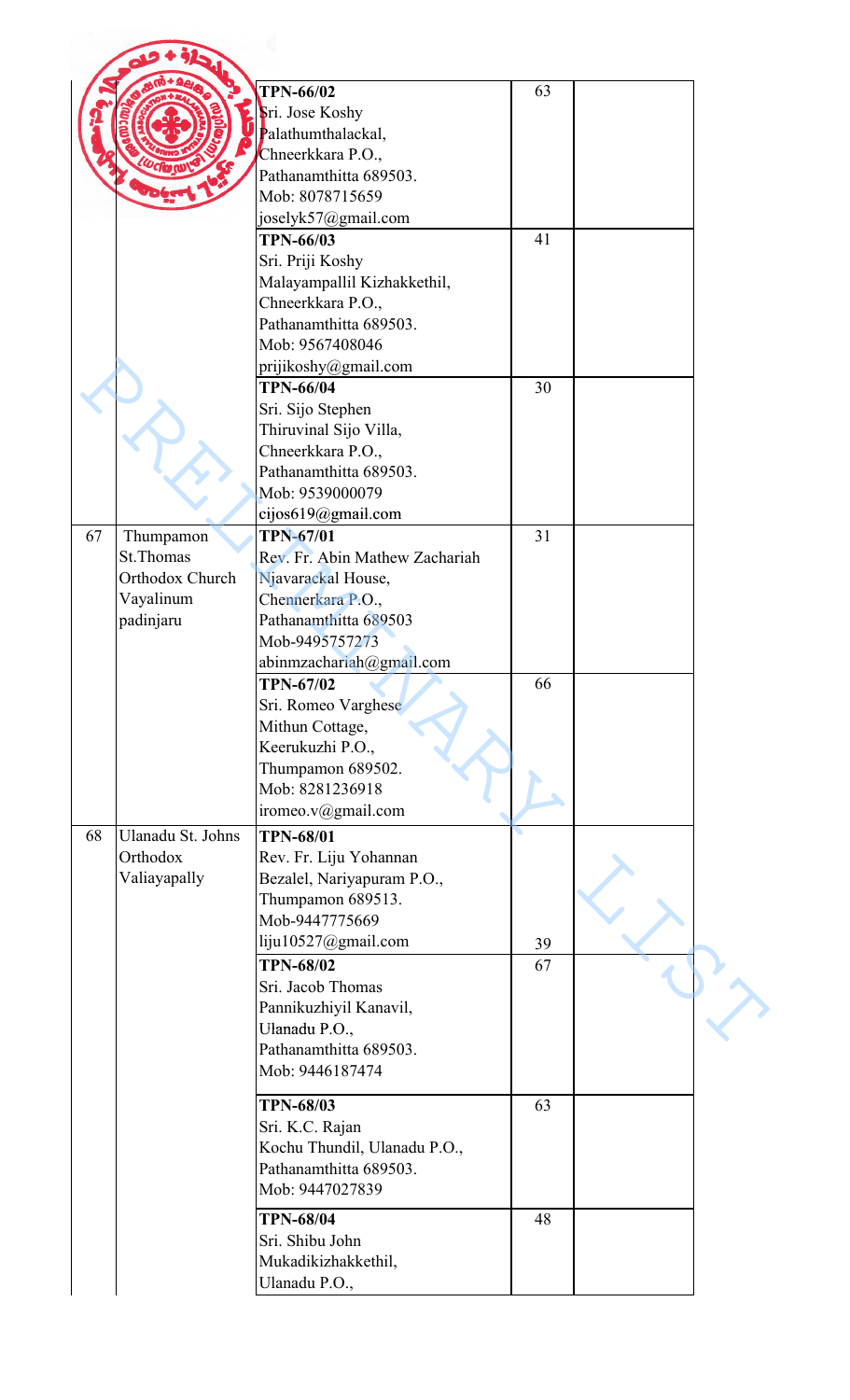| | | | | |
|---|---|---|---|---|
| | | **TPN-66/02**<br>Sri. Jose Koshy<br>Palathumthalackal,<br>Chneerkkara P.O.,<br>Pathanamthitta 689503.<br>Mob: 8078715659<br>joselyk57@gmail.com | 63 | |
| | | **TPN-66/03**<br>Sri. Priji Koshy<br>Malayampallil Kizhakkethil,<br>Chneerkkara P.O.,<br>Pathanamthitta 689503.<br>Mob: 9567408046<br>prijikoshy@gmail.com | 41 | |
| | | **TPN-66/04**<br>Sri. Sijo Stephen<br>Thiruvinal Sijo Villa,<br>Chneerkkara P.O.,<br>Pathanamthitta 689503.<br>Mob: 9539000079<br>cijos619@gmail.com | 30 | |
| 67 | Thumpamon St.Thomas Orthodox Church Vayalinum padinjaru | **TPN-67/01**<br>Rev. Fr. Abin Mathew Zachariah<br>Njavarackal House,<br>Chennerkara P.O.,<br>Pathanamthitta 689503<br>Mob-9495757273<br>abinmzachariah@gmail.com | 31 | |
| | | **TPN-67/02**<br>Sri. Romeo Varghese<br>Mithun Cottage,<br>Keerukuzhi P.O.,<br>Thumpamon 689502.<br>Mob: 8281236918<br>iromeo.v@gmail.com | 66 | |
| 68 | Ulanadu St. Johns Orthodox Valiayapally | **TPN-68/01**<br>Rev. Fr. Liju Yohannan<br>Bezalel, Nariyapuram P.O.,<br>Thumpamon 689513.<br>Mob-9447775669<br>liju10527@gmail.com | 39 | |
| | | **TPN-68/02**<br>Sri. Jacob Thomas<br>Pannikuzhiyil Kanavil,<br>Ulanadu P.O.,<br>Pathanamthitta 689503.<br>Mob: 9446187474 | 67 | |
| | | **TPN-68/03**<br>Sri. K.C. Rajan<br>Kochu Thundil, Ulanadu P.O.,<br>Pathanamthitta 689503.<br>Mob: 9447027839 | 63 | |
| | | **TPN-68/04**<br>Sri. Shibu John<br>Mukadikizhakkethil,<br>Ulanadu P.O., | 48 | |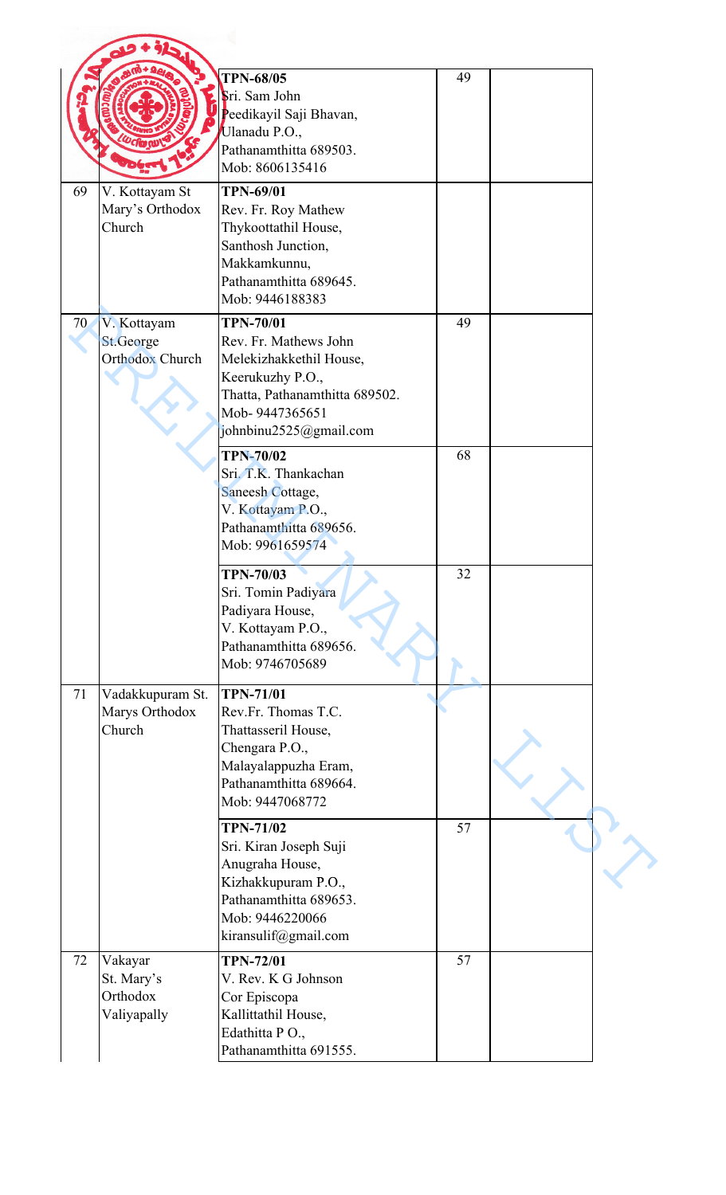| | | | | |
|---|---|---|---|---|
| | | **TPN-68/05**<br>Sri. Sam John<br>Peedikayil Saji Bhavan,<br>Ulanadu P.O.,<br>Pathanamthitta 689503.<br>Mob: 8606135416 | 49 | |
| 69 | V. Kottayam St Mary's Orthodox Church | **TPN-69/01**<br>Rev. Fr. Roy Mathew<br>Thykoottathil House,<br>Santhosh Junction,<br>Makkamkunnu,<br>Pathanamthitta 689645.<br>Mob: 9446188383 | | |
| 70 | V. Kottayam St.George Orthodox Church | **TPN-70/01**<br>Rev. Fr. Mathews John<br>Melekizhakkethil House,<br>Keerukuzhy P.O.,<br>Thatta, Pathanamthitta 689502.<br>Mob- 9447365651<br>johnbinu2525@gmail.com | 49 | |
| | | **TPN-70/02**<br>Sri. T.K. Thankachan<br>Saneesh Cottage,<br>V. Kottayam P.O.,<br>Pathanamthitta 689656.<br>Mob: 9961659574 | 68 | |
| | | **TPN-70/03**<br>Sri. Tomin Padiyara<br>Padiyara House,<br>V. Kottayam P.O.,<br>Pathanamthitta 689656.<br>Mob: 9746705689 | 32 | |
| 71 | Vadakkupuram St. Marys Orthodox Church | **TPN-71/01**<br>Rev.Fr. Thomas T.C.<br>Thattasseril House,<br>Chengara P.O.,<br>Malayalappuzha Eram,<br>Pathanamthitta 689664.<br>Mob: 9447068772 | | |
| | | **TPN-71/02**<br>Sri. Kiran Joseph Suji<br>Anugraha House,<br>Kizhakkupuram P.O.,<br>Pathanamthitta 689653.<br>Mob: 9446220066<br>kiransulif@gmail.com | 57 | |
| 72 | Vakayar St. Mary's Orthodox Valiyapally | **TPN-72/01**<br>V. Rev. K G Johnson<br>Cor Episcopa<br>Kallittathil House,<br>Edathitta P O.,<br>Pathanamthitta 691555. | 57 | |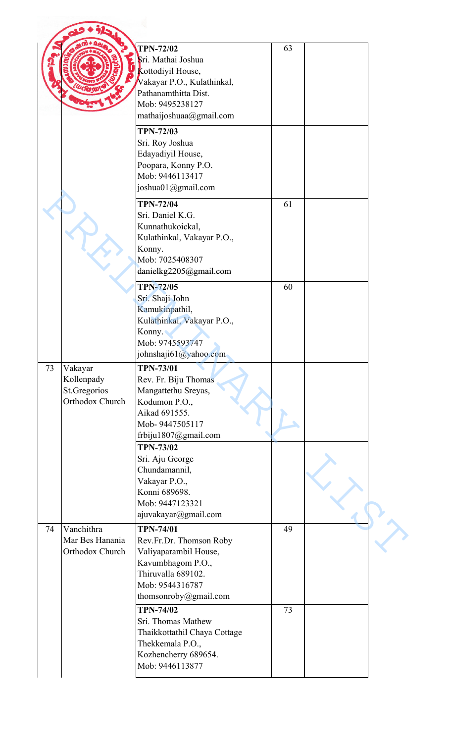| | | | | |
|---|---|---|---|---|
| | | **TPN-72/02**<br>Sri. Mathai Joshua<br>Kottodiyil House,<br>Vakayar P.O., Kulathinkal,<br>Pathanamthitta Dist.<br>Mob: 9495238127<br>mathaijoshuaa@gmail.com | 63 | |
| | | **TPN-72/03**<br>Sri. Roy Joshua<br>Edayadiyil House,<br>Poopara, Konny P.O.<br>Mob: 9446113417<br>joshua01@gmail.com | | |
| | | **TPN-72/04**<br>Sri. Daniel K.G.<br>Kunnathukoickal,<br>Kulathinkal, Vakayar P.O.,<br>Konny.<br>Mob: 7025408307<br>danielkg2205@gmail.com | 61 | |
| | | **TPN-72/05**<br>Sri. Shaji John<br>Kamukinpathil,<br>Kulathinkal, Vakayar P.O.,<br>Konny.<br>Mob: 9745593747<br>johnshaji61@yahoo.com | 60 | |
| 73 | Vakayar Kollenpady St.Gregorios Orthodox Church | **TPN-73/01**<br>Rev. Fr. Biju Thomas<br>Mangattethu Sreyas,<br>Kodumon P.O.,<br>Aikad 691555.<br>Mob- 9447505117<br>frbiju1807@gmail.com | | |
| | | **TPN-73/02**<br>Sri. Aju George<br>Chundamannil,<br>Vakayar P.O.,<br>Konni 689698.<br>Mob: 9447123321<br>ajuvakayar@gmail.com | | |
| 74 | Vanchithra Mar Bes Hanania Orthodox Church | **TPN-74/01**<br>Rev.Fr.Dr. Thomson Roby<br>Valiyaparambil House,<br>Kavumbhagom P.O.,<br>Thiruvalla 689102.<br>Mob: 9544316787<br>thomsonroby@gmail.com | 49 | |
| | | **TPN-74/02**<br>Sri. Thomas Mathew<br>Thaikkottathil Chaya Cottage<br>Thekkemala P.O.,<br>Kozhencherry 689654.<br>Mob: 9446113877 | 73 | |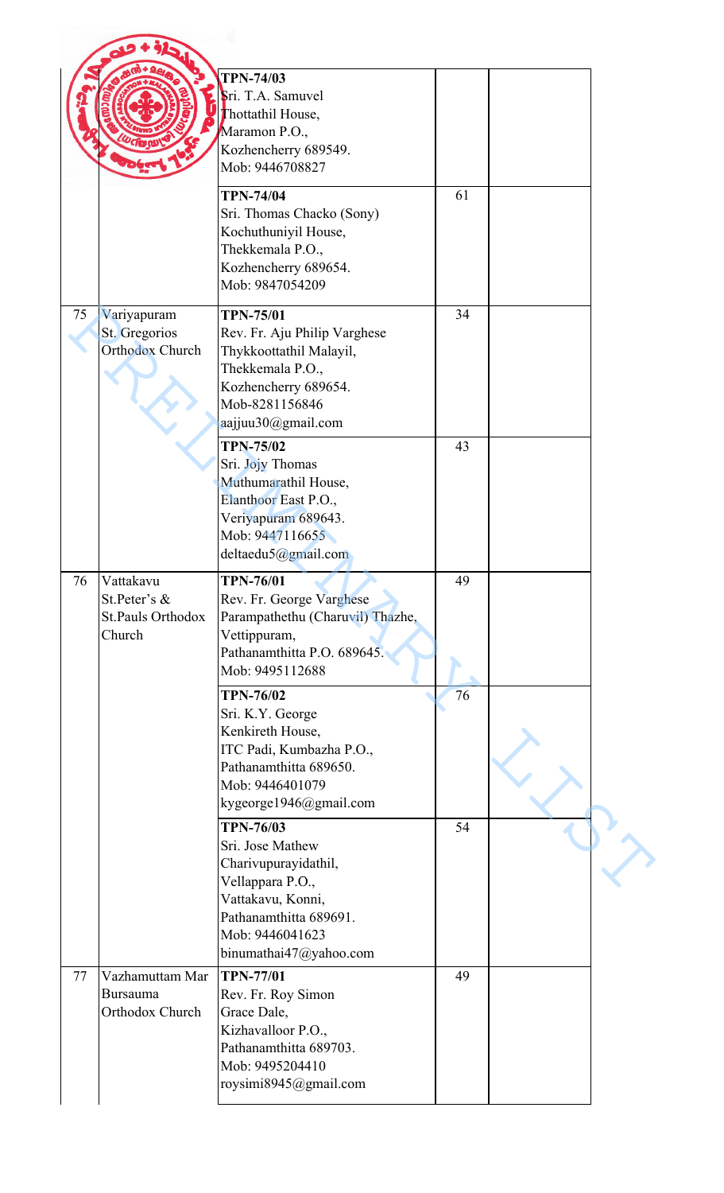| | | | | |
|---|---|---|---|---|
| | | **TPN-74/03**<br>Sri. T.A. Samuvel<br>Thottathil House,<br>Maramon P.O.,<br>Kozhencherry 689549.<br>Mob: 9446708827 | | |
| | | **TPN-74/04**<br>Sri. Thomas Chacko (Sony)<br>Kochuthuniyil House,<br>Thekkemala P.O.,<br>Kozhencherry 689654.<br>Mob: 9847054209 | 61 | |
| 75 | Variyapuram St. Gregorios Orthodox Church | **TPN-75/01**<br>Rev. Fr. Aju Philip Varghese<br>Thykkoottathil Malayil,<br>Thekkemala P.O.,<br>Kozhencherry 689654.<br>Mob-8281156846<br>aajjuu30@gmail.com | 34 | |
| | | **TPN-75/02**<br>Sri. Jojy Thomas<br>Muthumarathil House,<br>Elanthoor East P.O.,<br>Veriyapuram 689643.<br>Mob: 9447116655<br>deltaedu5@gmail.com | 43 | |
| 76 | Vattakavu St.Peter's & St.Pauls Orthodox Church | **TPN-76/01**<br>Rev. Fr. George Varghese<br>Parampathethu (Charuvil) Thazhe,<br>Vettippuram,<br>Pathanamthitta P.O. 689645.<br>Mob: 9495112688 | 49 | |
| | | **TPN-76/02**<br>Sri. K.Y. George<br>Kenkireth House,<br>ITC Padi, Kumbazha P.O.,<br>Pathanamthitta 689650.<br>Mob: 9446401079<br>kygeorge1946@gmail.com | 76 | |
| | | **TPN-76/03**<br>Sri. Jose Mathew<br>Charivupurayidathil,<br>Vellappara P.O.,<br>Vattakavu, Konni,<br>Pathanamthitta 689691.<br>Mob: 9446041623<br>binumathai47@yahoo.com | 54 | |
| 77 | Vazhamuttam Mar Bursauma Orthodox Church | **TPN-77/01**<br>Rev. Fr. Roy Simon<br>Grace Dale,<br>Kizhavalloor P.O.,<br>Pathanamthitta 689703.<br>Mob: 9495204410<br>roysimi8945@gmail.com | 49 | |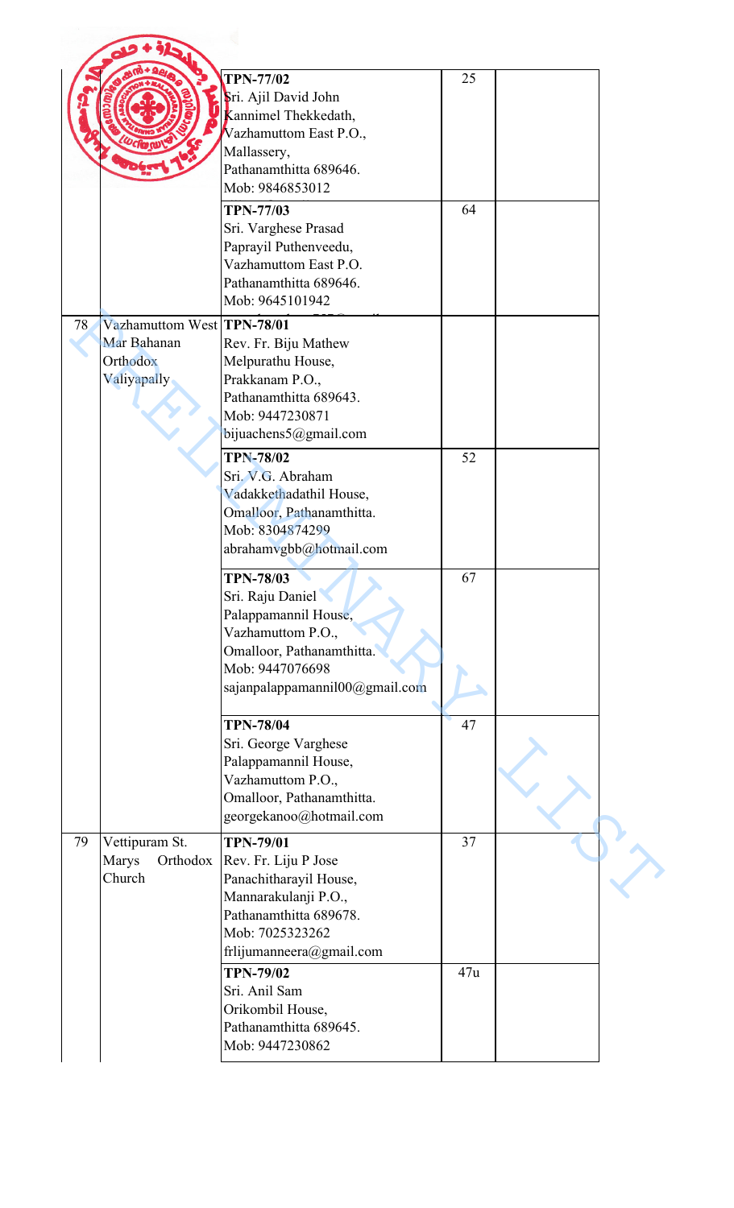| | | | | |
|---|---|---|---|---|
| | | **TPN-77/02**<br>Sri. Ajil David John<br>Kannimel Thekkedath,<br>Vazhamuttom East P.O.,<br>Mallassery,<br>Pathanamthitta 689646.<br>Mob: 9846853012 | 25 | |
| | | **TPN-77/03**<br>Sri. Varghese Prasad<br>Paprayil Puthenveedu,<br>Vazhamuttom East P.O.<br>Pathanamthitta 689646.<br>Mob: 9645101942 | 64 | |
| 78 | Vazhamuttom West Mar Bahanan Orthodox Valiyapally | **TPN-78/01**<br>Rev. Fr. Biju Mathew<br>Melpurathu House,<br>Prakkanam P.O.,<br>Pathanamthitta 689643.<br>Mob: 9447230871<br>bijuachens5@gmail.com | | |
| | | **TPN-78/02**<br>Sri. V.G. Abraham<br>Vadakkethadathil House,<br>Omalloor, Pathanamthitta.<br>Mob: 8304874299<br>abrahamvgbb@hotmail.com | 52 | |
| | | **TPN-78/03**<br>Sri. Raju Daniel<br>Palappamannil House,<br>Vazhamuttom P.O.,<br>Omalloor, Pathanamthitta.<br>Mob: 9447076698<br>sajanpalappamannil00@gmail.com | 67 | |
| | | **TPN-78/04**<br>Sri. George Varghese<br>Palappamannil House,<br>Vazhamuttom P.O.,<br>Omalloor, Pathanamthitta.<br>georgekanoo@hotmail.com | 47 | |
| 79 | Vettipuram St. Marys Orthodox Church | **TPN-79/01**<br>Rev. Fr. Liju P Jose<br>Panachitharayil House,<br>Mannarakulanji P.O.,<br>Pathanamthitta 689678.<br>Mob: 7025323262<br>frlijumanneera@gmail.com | 37 | |
| | | **TPN-79/02**<br>Sri. Anil Sam<br>Orikombil House,<br>Pathanamthitta 689645.<br>Mob: 9447230862 | 47u | |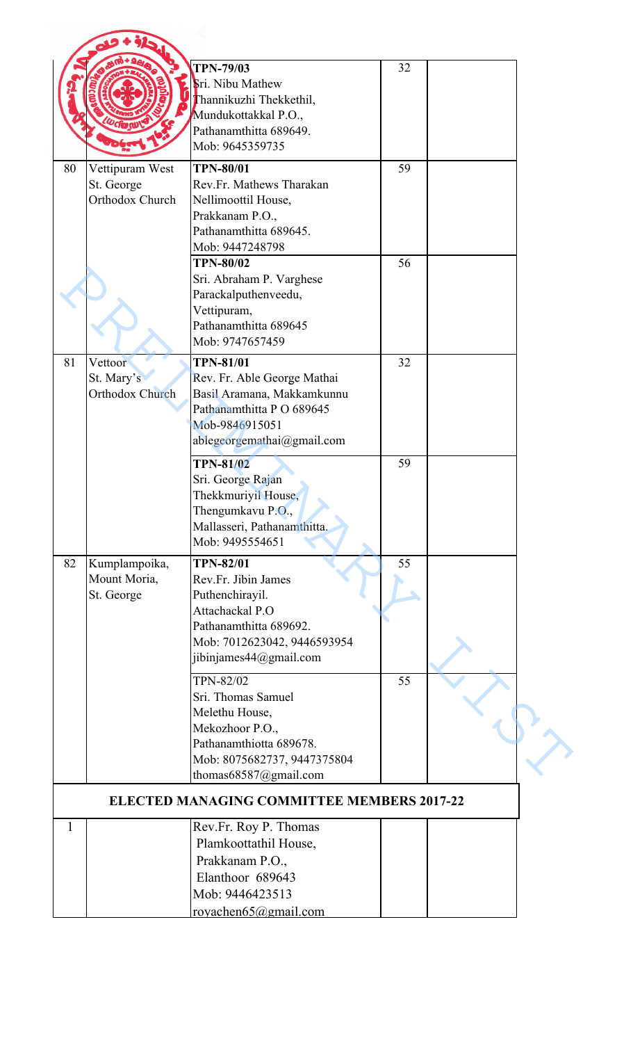| | | | | |
|---|---|---|---|---|
| | | **TPN-79/03**<br>Sri. Nibu Mathew<br>Thannikuzhi Thekkethil,<br>Mundukottakkal P.O.,<br>Pathanamthitta 689649.<br>Mob: 9645359735 | 32 | |
| 80 | Vettipuram West<br>St. George<br>Orthodox Church | **TPN-80/01**<br>Rev.Fr. Mathews Tharakan<br>Nellimoottil House,<br>Prakkanam P.O.,<br>Pathanamthitta 689645.<br>Mob: 9447248798 | 59 | |
| | | **TPN-80/02**<br>Sri. Abraham P. Varghese<br>Parackalputhenveedu,<br>Vettipuram,<br>Pathanamthitta 689645<br>Mob: 9747657459 | 56 | |
| 81 | Vettoor<br>St. Mary's<br>Orthodox Church | **TPN-81/01**<br>Rev. Fr. Able George Mathai<br>Basil Aramana, Makkamkunnu<br>Pathanamthitta P O 689645<br>Mob-9846915051<br>ablegeorgemathai@gmail.com | 32 | |
| | | **TPN-81/02**<br>Sri. George Rajan<br>Thekkmuriyil House,<br>Thengumkavu P.O.,<br>Mallasseri, Pathanamthitta.<br>Mob: 9495554651 | 59 | |
| 82 | Kumplampoika,<br>Mount Moria,<br>St. George | **TPN-82/01**<br>Rev.Fr. Jibin James<br>Puthenchirayil.<br>Attachackal P.O<br>Pathanamthitta 689692.<br>Mob: 7012623042, 9446593954<br>jibinjames44@gmail.com | 55 | |
| | | TPN-82/02<br>Sri. Thomas Samuel<br>Melethu House,<br>Mekozhoor P.O.,<br>Pathanamthiotta 689678.<br>Mob: 8075682737, 9447375804<br>thomas68587@gmail.com | 55 | |

**ELECTED MANAGING COMMITTEE MEMBERS 2017-22**

| | | | | |
|---|---|---|---|---|
| 1 | | Rev.Fr. Roy P. Thomas<br>Plamkoottathil House,<br>Prakkanam P.O.,<br>Elanthoor 689643<br>Mob: 9446423513<br>royachen65@gmail.com | | |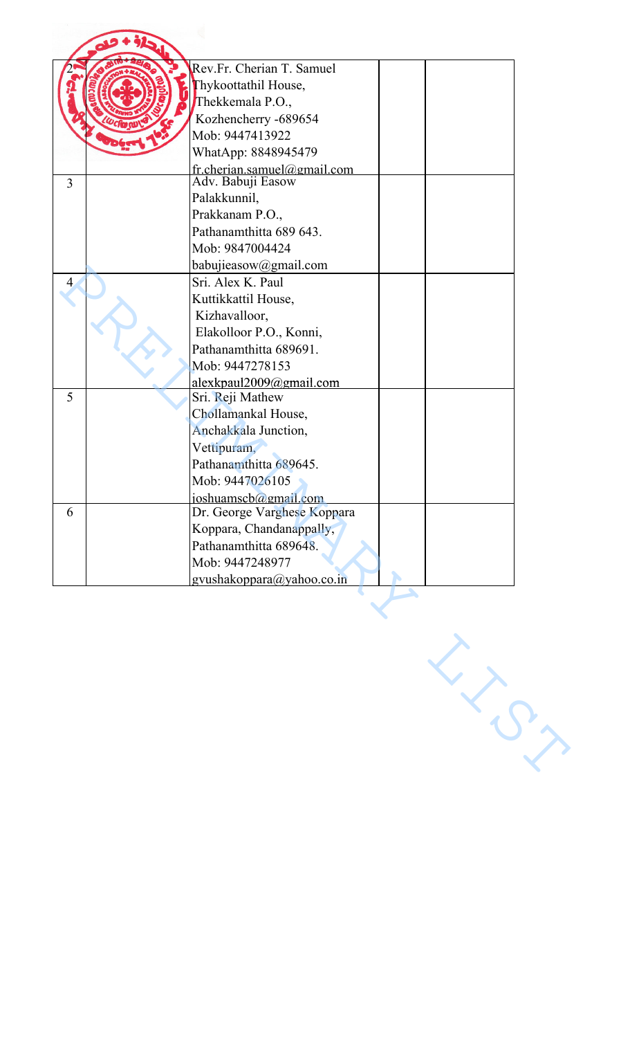| | | | | |
|---|---|---|---|---|
| 2 | | Rev.Fr. Cherian T. Samuel<br>Thykoottathil House,<br>Thekkemala P.O.,<br>Kozhencherry -689654<br>Mob: 9447413922<br>WhatApp: 8848945479<br>fr.cherian.samuel@gmail.com | | |
| 3 | | Adv. Babuji Easow<br>Palakkunnil,<br>Prakkanam P.O.,<br>Pathanamthitta 689 643.<br>Mob: 9847004424<br>babujieasow@gmail.com | | |
| 4 | | Sri. Alex K. Paul<br>Kuttikkattil House,<br>Kizhavalloor,<br>Elakolloor P.O., Konni,<br>Pathanamthitta 689691.<br>Mob: 9447278153<br>alexkpaul2009@gmail.com | | |
| 5 | | Sri. Reji Mathew<br>Chollamankal House,<br>Anchakkala Junction,<br>Vettipuram,<br>Pathanamthitta 689645.<br>Mob: 9447026105<br>joshuamscb@gmail.com | | |
| 6 | | Dr. George Varghese Koppara<br>Koppara, Chandanappally,<br>Pathanamthitta 689648.<br>Mob: 9447248977<br>gvushakoppara@yahoo.co.in | | |

PRELIMINARY LIST